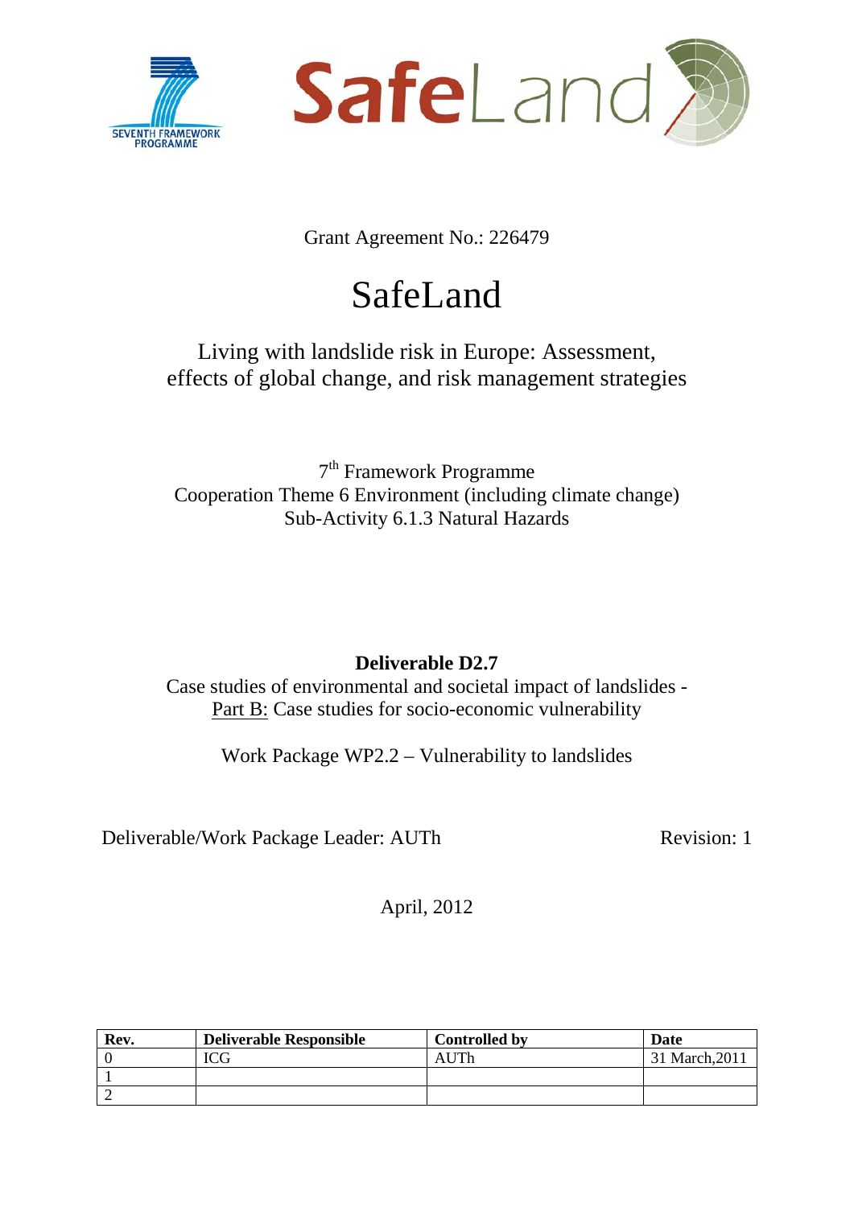SEVENTH FRAMEWORK PROGRAMME

SafeLand

Grant Agreement No.: 226479

# SafeLand

## Living with landslide risk in Europe: Assessment, effects of global change, and risk management strategies

7th Framework Programme
Cooperation Theme 6 Environment (including climate change)
Sub-Activity 6.1.3 Natural Hazards

**Deliverable D2.7**
Case studies of environmental and societal impact of landslides -
Part B: Case studies for socio-economic vulnerability

Work Package WP2.2 – Vulnerability to landslides

Deliverable/Work Package Leader: AUTh Revision: 1

April, 2012

| Rev. | Deliverable Responsible | Controlled by | Date |
| --- | --- | --- | --- |
| 0 | ICG | AUTh | 31 March,2011 |
| 1 | | | |
| 2 | | | |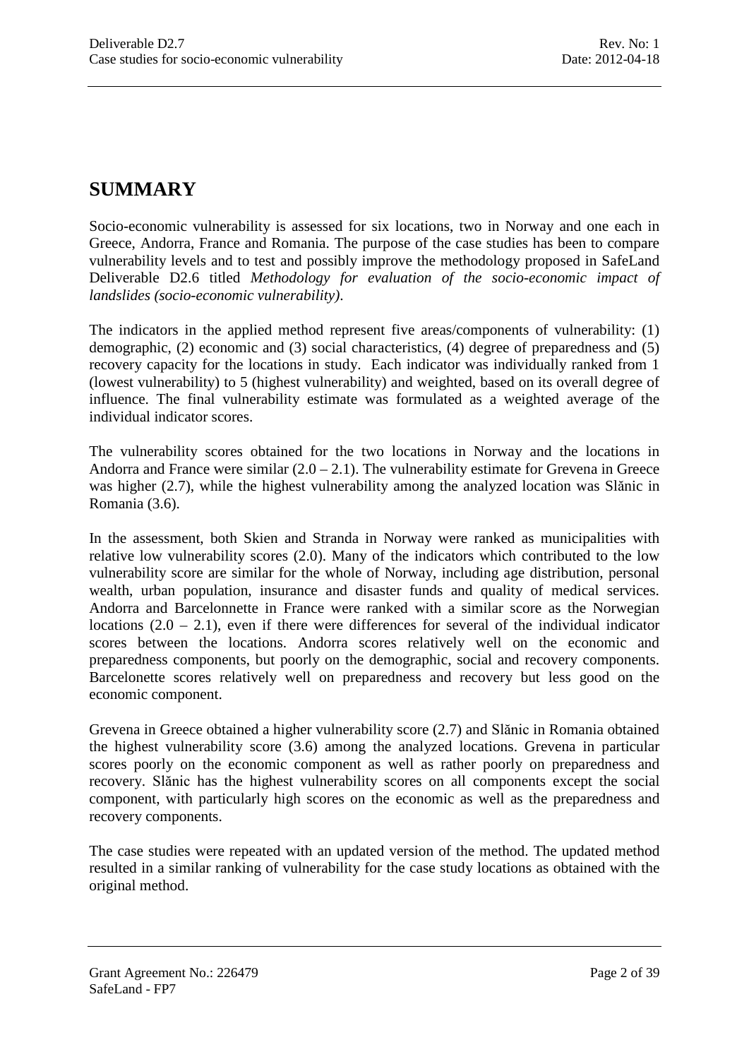# SUMMARY

Socio-economic vulnerability is assessed for six locations, two in Norway and one each in Greece, Andorra, France and Romania. The purpose of the case studies has been to compare vulnerability levels and to test and possibly improve the methodology proposed in SafeLand Deliverable D2.6 titled *Methodology for evaluation of the socio-economic impact of landslides (socio-economic vulnerability)*.

The indicators in the applied method represent five areas/components of vulnerability: (1) demographic, (2) economic and (3) social characteristics, (4) degree of preparedness and (5) recovery capacity for the locations in study. Each indicator was individually ranked from 1 (lowest vulnerability) to 5 (highest vulnerability) and weighted, based on its overall degree of influence. The final vulnerability estimate was formulated as a weighted average of the individual indicator scores.

The vulnerability scores obtained for the two locations in Norway and the locations in Andorra and France were similar (2.0 – 2.1). The vulnerability estimate for Grevena in Greece was higher (2.7), while the highest vulnerability among the analyzed location was Slănic in Romania (3.6).

In the assessment, both Skien and Stranda in Norway were ranked as municipalities with relative low vulnerability scores (2.0). Many of the indicators which contributed to the low vulnerability score are similar for the whole of Norway, including age distribution, personal wealth, urban population, insurance and disaster funds and quality of medical services. Andorra and Barcelonnette in France were ranked with a similar score as the Norwegian locations (2.0 – 2.1), even if there were differences for several of the individual indicator scores between the locations. Andorra scores relatively well on the economic and preparedness components, but poorly on the demographic, social and recovery components. Barcelonette scores relatively well on preparedness and recovery but less good on the economic component.

Grevena in Greece obtained a higher vulnerability score (2.7) and Slănic in Romania obtained the highest vulnerability score (3.6) among the analyzed locations. Grevena in particular scores poorly on the economic component as well as rather poorly on preparedness and recovery. Slănic has the highest vulnerability scores on all components except the social component, with particularly high scores on the economic as well as the preparedness and recovery components.

The case studies were repeated with an updated version of the method. The updated method resulted in a similar ranking of vulnerability for the case study locations as obtained with the original method.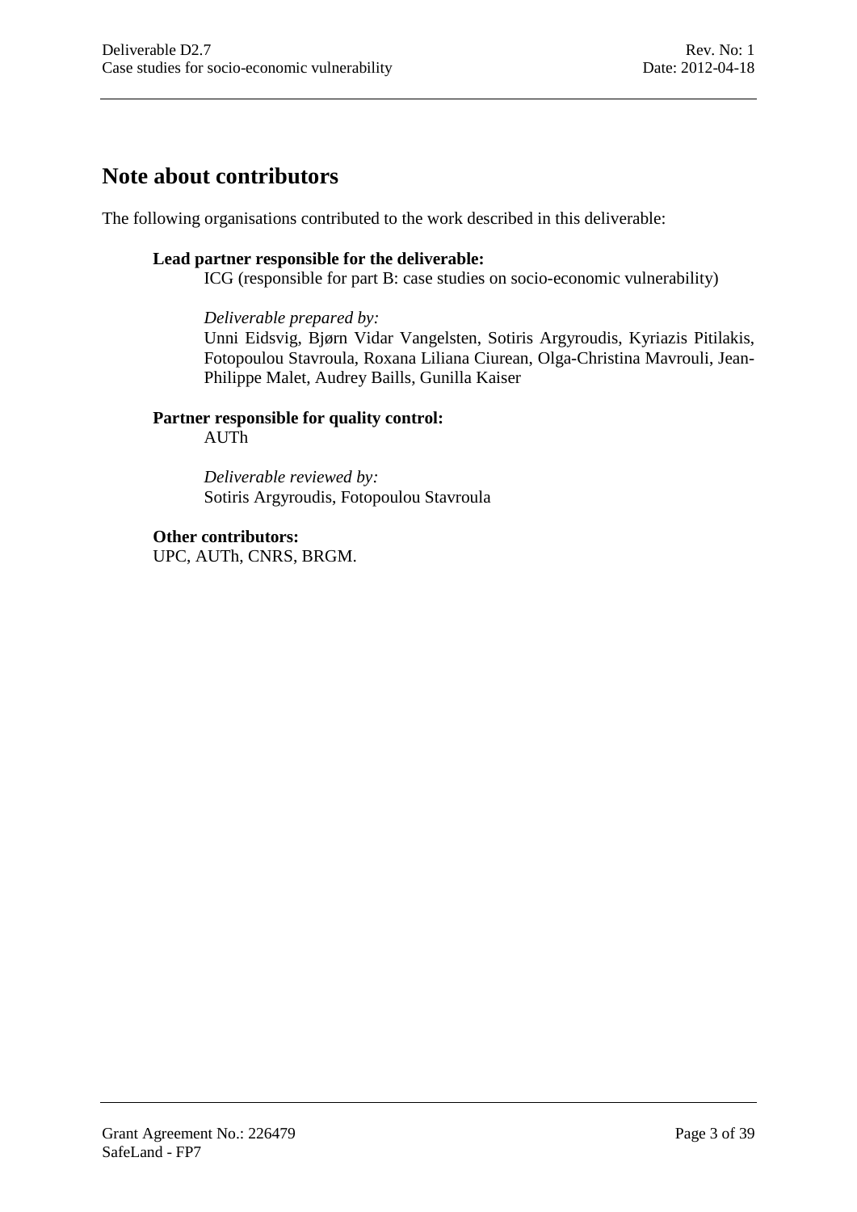# Note about contributors

The following organisations contributed to the work described in this deliverable:

**Lead partner responsible for the deliverable:**

ICG (responsible for part B: case studies on socio-economic vulnerability)

*Deliverable prepared by:*

Unni Eidsvig, Bjørn Vidar Vangelsten, Sotiris Argyroudis, Kyriazis Pitilakis, Fotopoulou Stavroula, Roxana Liliana Ciurean, Olga-Christina Mavrouli, Jean-Philippe Malet, Audrey Baills, Gunilla Kaiser

**Partner responsible for quality control:**

AUTh

*Deliverable reviewed by:*

Sotiris Argyroudis, Fotopoulou Stavroula

**Other contributors:**

UPC, AUTh, CNRS, BRGM.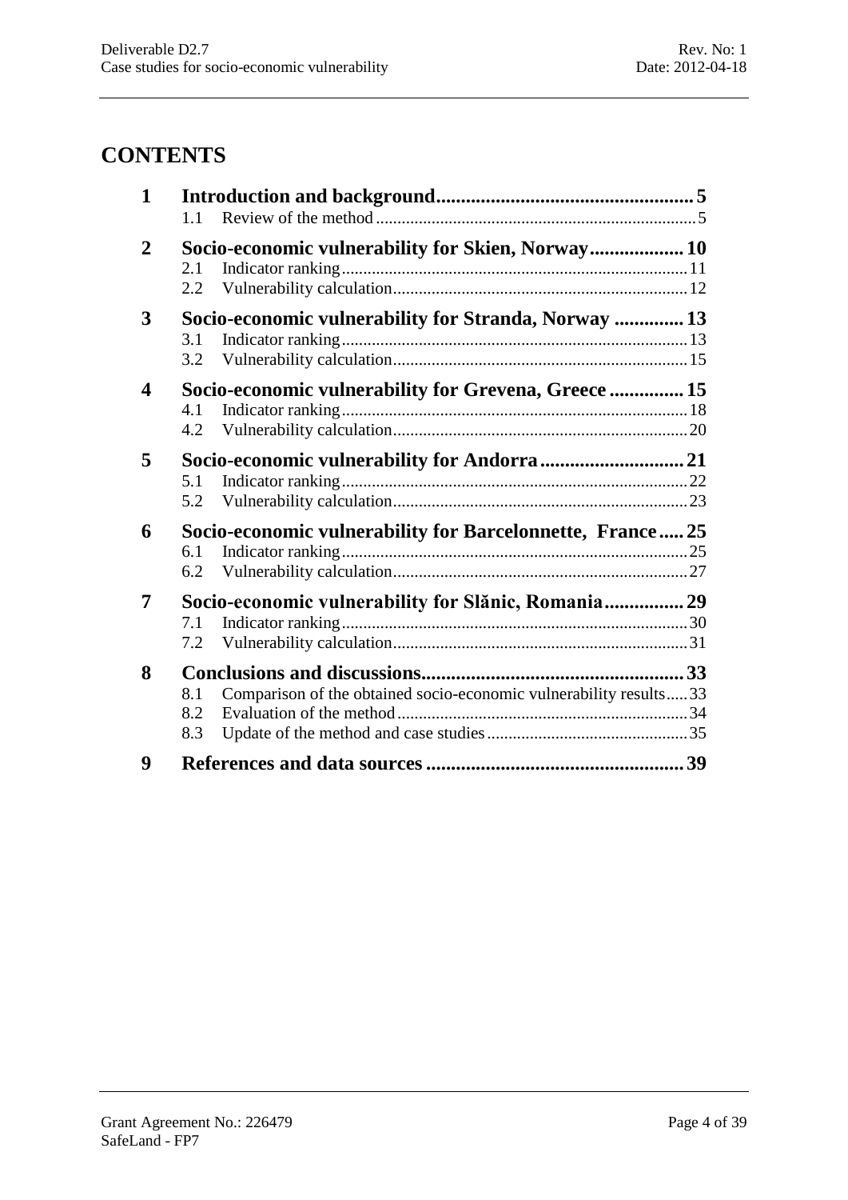# CONTENTS

**1 Introduction and background** .......... 5
- 1.1 Review of the method .......... 5

**2 Socio-economic vulnerability for Skien, Norway** .......... 10
- 2.1 Indicator ranking .......... 11
- 2.2 Vulnerability calculation .......... 12

**3 Socio-economic vulnerability for Stranda, Norway** .......... 13
- 3.1 Indicator ranking .......... 13
- 3.2 Vulnerability calculation .......... 15

**4 Socio-economic vulnerability for Grevena, Greece** .......... 15
- 4.1 Indicator ranking .......... 18
- 4.2 Vulnerability calculation .......... 20

**5 Socio-economic vulnerability for Andorra** .......... 21
- 5.1 Indicator ranking .......... 22
- 5.2 Vulnerability calculation .......... 23

**6 Socio-economic vulnerability for Barcelonnette, France** .......... 25
- 6.1 Indicator ranking .......... 25
- 6.2 Vulnerability calculation .......... 27

**7 Socio-economic vulnerability for Slănic, Romania** .......... 29
- 7.1 Indicator ranking .......... 30
- 7.2 Vulnerability calculation .......... 31

**8 Conclusions and discussions** .......... 33
- 8.1 Comparison of the obtained socio-economic vulnerability results .......... 33
- 8.2 Evaluation of the method .......... 34
- 8.3 Update of the method and case studies .......... 35

**9 References and data sources** .......... 39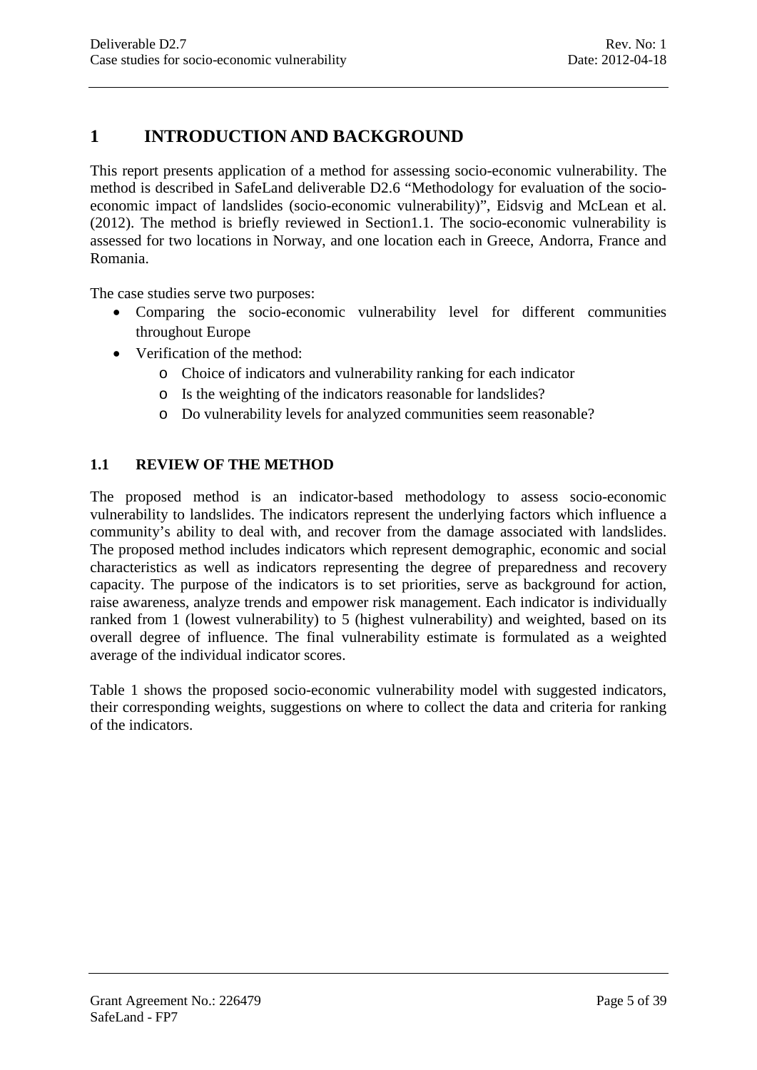# 1 INTRODUCTION AND BACKGROUND

This report presents application of a method for assessing socio-economic vulnerability. The method is described in SafeLand deliverable D2.6 "Methodology for evaluation of the socio-economic impact of landslides (socio-economic vulnerability)", Eidsvig and McLean et al. (2012). The method is briefly reviewed in Section1.1. The socio-economic vulnerability is assessed for two locations in Norway, and one location each in Greece, Andorra, France and Romania.

The case studies serve two purposes:

- Comparing the socio-economic vulnerability level for different communities throughout Europe
- Verification of the method:
  - Choice of indicators and vulnerability ranking for each indicator
  - Is the weighting of the indicators reasonable for landslides?
  - Do vulnerability levels for analyzed communities seem reasonable?

## 1.1 REVIEW OF THE METHOD

The proposed method is an indicator-based methodology to assess socio-economic vulnerability to landslides. The indicators represent the underlying factors which influence a community's ability to deal with, and recover from the damage associated with landslides. The proposed method includes indicators which represent demographic, economic and social characteristics as well as indicators representing the degree of preparedness and recovery capacity. The purpose of the indicators is to set priorities, serve as background for action, raise awareness, analyze trends and empower risk management. Each indicator is individually ranked from 1 (lowest vulnerability) to 5 (highest vulnerability) and weighted, based on its overall degree of influence. The final vulnerability estimate is formulated as a weighted average of the individual indicator scores.

Table 1 shows the proposed socio-economic vulnerability model with suggested indicators, their corresponding weights, suggestions on where to collect the data and criteria for ranking of the indicators.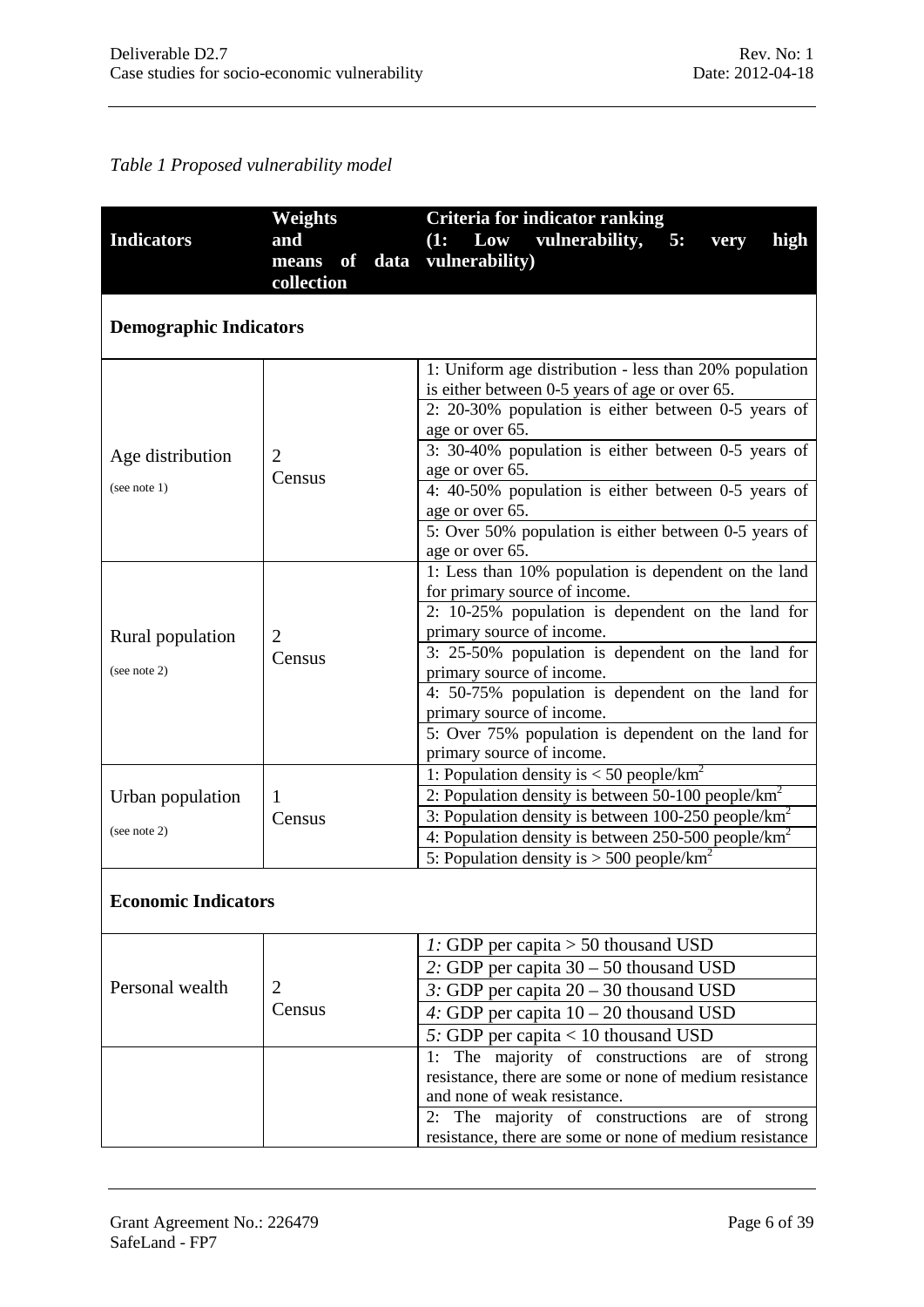*Table 1 Proposed vulnerability model*

| Indicators | Weights and means of data collection | Criteria for indicator ranking (1: Low vulnerability, 5: very high vulnerability) |
|---|---|---|
| **Demographic Indicators** | | |
| Age distribution (see note 1) | 2 Census | 1: Uniform age distribution - less than 20% population is either between 0-5 years of age or over 65. |
| | | 2: 20-30% population is either between 0-5 years of age or over 65. |
| | | 3: 30-40% population is either between 0-5 years of age or over 65. |
| | | 4: 40-50% population is either between 0-5 years of age or over 65. |
| | | 5: Over 50% population is either between 0-5 years of age or over 65. |
| Rural population (see note 2) | 2 Census | 1: Less than 10% population is dependent on the land for primary source of income. |
| | | 2: 10-25% population is dependent on the land for primary source of income. |
| | | 3: 25-50% population is dependent on the land for primary source of income. |
| | | 4: 50-75% population is dependent on the land for primary source of income. |
| | | 5: Over 75% population is dependent on the land for primary source of income. |
| Urban population (see note 2) | 1 Census | 1: Population density is < 50 people/km$^2$ |
| | | 2: Population density is between 50-100 people/km$^2$ |
| | | 3: Population density is between 100-250 people/km$^2$ |
| | | 4: Population density is between 250-500 people/km$^2$ |
| | | 5: Population density is > 500 people/km$^2$ |
| **Economic Indicators** | | |
| Personal wealth | 2 Census | *1:* GDP per capita > 50 thousand USD |
| | | *2:* GDP per capita 30 – 50 thousand USD |
| | | *3:* GDP per capita 20 – 30 thousand USD |
| | | *4:* GDP per capita 10 – 20 thousand USD |
| | | *5:* GDP per capita < 10 thousand USD |
| | | 1: The majority of constructions are of strong resistance, there are some or none of medium resistance and none of weak resistance. |
| | | 2: The majority of constructions are of strong resistance, there are some or none of medium resistance |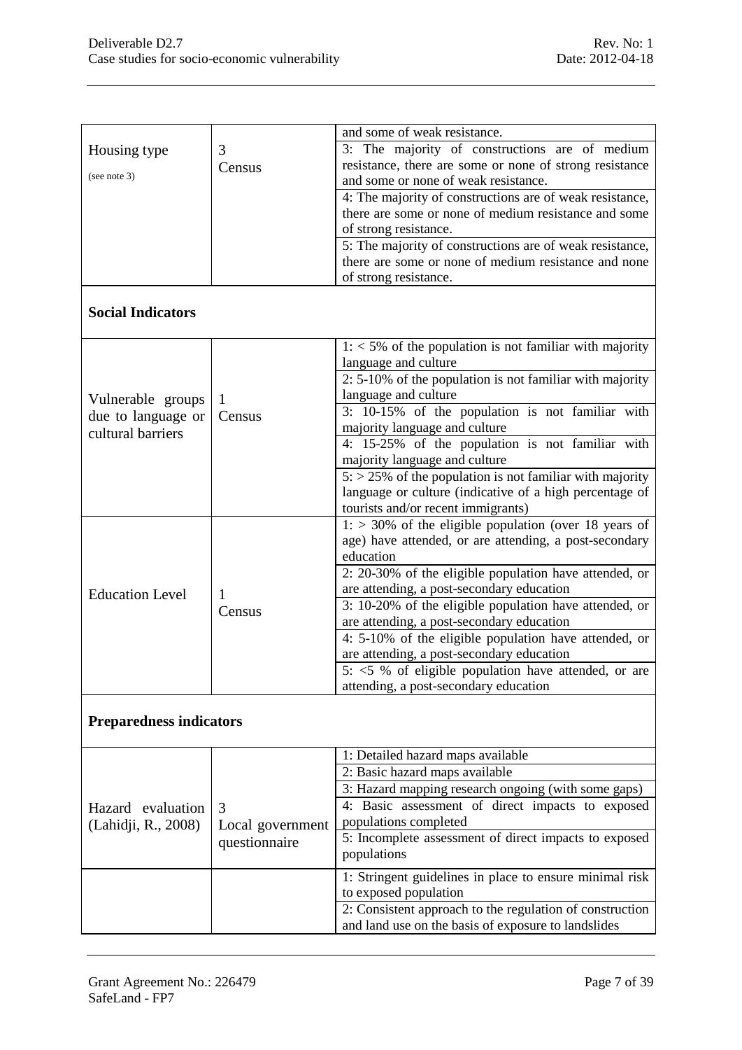| | | |
|---|---|---|
| Housing type (see note 3) | 3 Census | and some of weak resistance. |
| | | 3: The majority of constructions are of medium resistance, there are some or none of strong resistance and some or none of weak resistance. |
| | | 4: The majority of constructions are of weak resistance, there are some or none of medium resistance and some of strong resistance. |
| | | 5: The majority of constructions are of weak resistance, there are some or none of medium resistance and none of strong resistance. |
| **Social Indicators** | | |
| Vulnerable groups due to language or cultural barriers | 1 Census | 1: < 5% of the population is not familiar with majority language and culture |
| | | 2: 5-10% of the population is not familiar with majority language and culture |
| | | 3: 10-15% of the population is not familiar with majority language and culture |
| | | 4: 15-25% of the population is not familiar with majority language and culture |
| | | 5: > 25% of the population is not familiar with majority language or culture (indicative of a high percentage of tourists and/or recent immigrants) |
| Education Level | 1 Census | 1: > 30% of the eligible population (over 18 years of age) have attended, or are attending, a post-secondary education |
| | | 2: 20-30% of the eligible population have attended, or are attending, a post-secondary education |
| | | 3: 10-20% of the eligible population have attended, or are attending, a post-secondary education |
| | | 4: 5-10% of the eligible population have attended, or are attending, a post-secondary education |
| | | 5: <5 % of eligible population have attended, or are attending, a post-secondary education |
| **Preparedness indicators** | | |
| Hazard evaluation (Lahidji, R., 2008) | 3 Local government questionnaire | 1: Detailed hazard maps available |
| | | 2: Basic hazard maps available |
| | | 3: Hazard mapping research ongoing (with some gaps) |
| | | 4: Basic assessment of direct impacts to exposed populations completed |
| | | 5: Incomplete assessment of direct impacts to exposed populations |
| | | 1: Stringent guidelines in place to ensure minimal risk to exposed population |
| | | 2: Consistent approach to the regulation of construction and land use on the basis of exposure to landslides |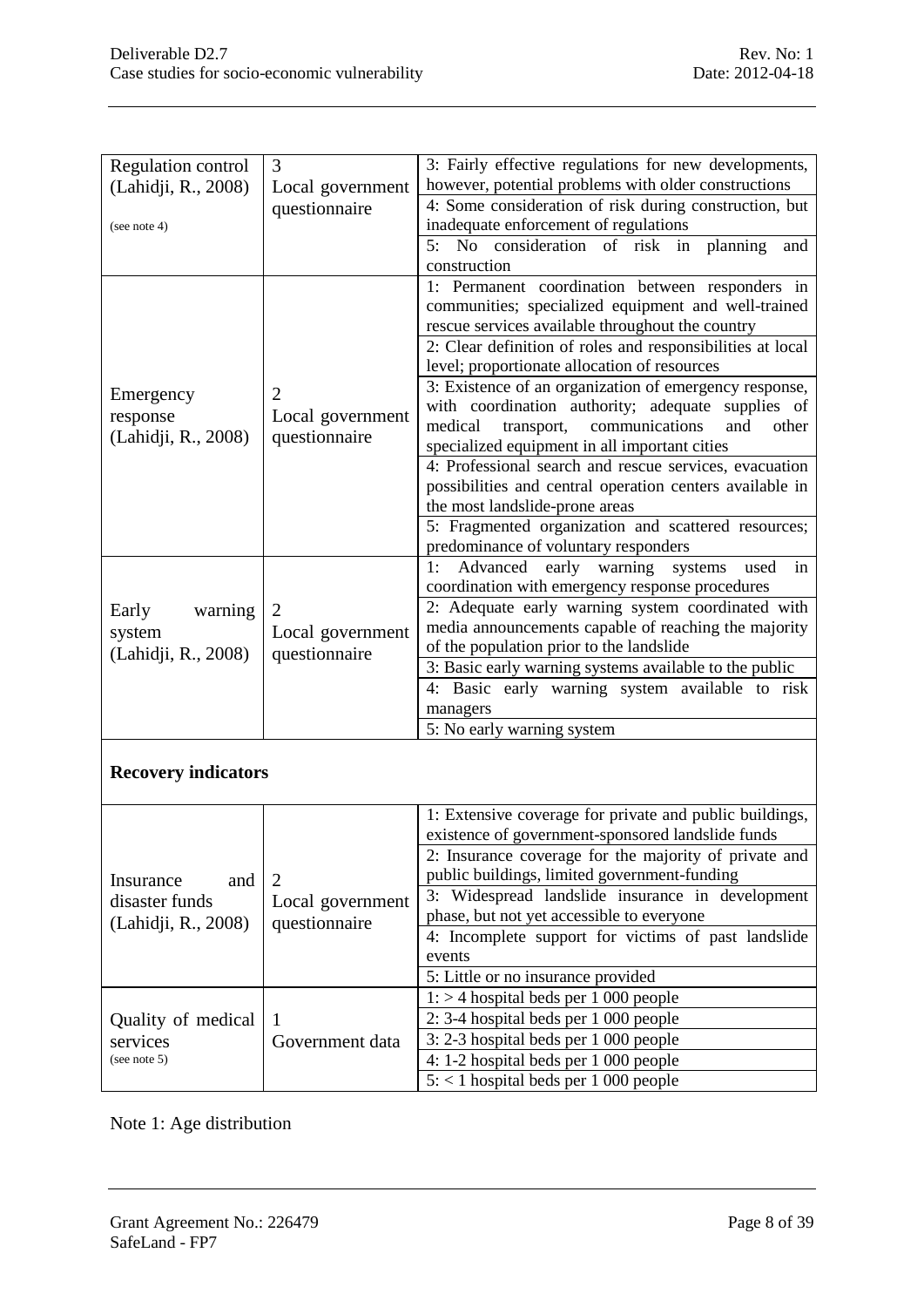| Regulation control (Lahidji, R., 2008) (see note 4) | 3 Local government questionnaire | 3: Fairly effective regulations for new developments, however, potential problems with older constructions |
|---|---|---|
| | | 4: Some consideration of risk during construction, but inadequate enforcement of regulations |
| | | 5: No consideration of risk in planning and construction |
| Emergency response (Lahidji, R., 2008) | 2 Local government questionnaire | 1: Permanent coordination between responders in communities; specialized equipment and well-trained rescue services available throughout the country |
| | | 2: Clear definition of roles and responsibilities at local level; proportionate allocation of resources |
| | | 3: Existence of an organization of emergency response, with coordination authority; adequate supplies of medical transport, communications and other specialized equipment in all important cities |
| | | 4: Professional search and rescue services, evacuation possibilities and central operation centers available in the most landslide-prone areas |
| | | 5: Fragmented organization and scattered resources; predominance of voluntary responders |
| Early warning system (Lahidji, R., 2008) | 2 Local government questionnaire | 1: Advanced early warning systems used in coordination with emergency response procedures |
| | | 2: Adequate early warning system coordinated with media announcements capable of reaching the majority of the population prior to the landslide |
| | | 3: Basic early warning systems available to the public |
| | | 4: Basic early warning system available to risk managers |
| | | 5: No early warning system |
| **Recovery indicators** | | |
| Insurance and disaster funds (Lahidji, R., 2008) | 2 Local government questionnaire | 1: Extensive coverage for private and public buildings, existence of government-sponsored landslide funds |
| | | 2: Insurance coverage for the majority of private and public buildings, limited government-funding |
| | | 3: Widespread landslide insurance in development phase, but not yet accessible to everyone |
| | | 4: Incomplete support for victims of past landslide events |
| | | 5: Little or no insurance provided |
| Quality of medical services (see note 5) | 1 Government data | 1: > 4 hospital beds per 1 000 people |
| | | 2: 3-4 hospital beds per 1 000 people |
| | | 3: 2-3 hospital beds per 1 000 people |
| | | 4: 1-2 hospital beds per 1 000 people |
| | | 5: < 1 hospital beds per 1 000 people |

Note 1: Age distribution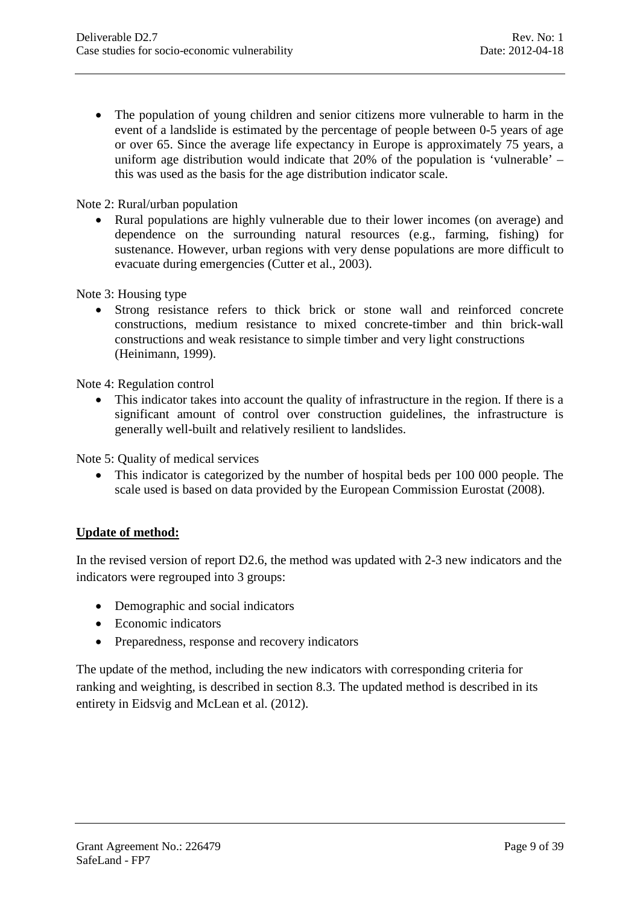- The population of young children and senior citizens more vulnerable to harm in the event of a landslide is estimated by the percentage of people between 0-5 years of age or over 65. Since the average life expectancy in Europe is approximately 75 years, a uniform age distribution would indicate that 20% of the population is 'vulnerable' – this was used as the basis for the age distribution indicator scale.

Note 2: Rural/urban population

- Rural populations are highly vulnerable due to their lower incomes (on average) and dependence on the surrounding natural resources (e.g., farming, fishing) for sustenance. However, urban regions with very dense populations are more difficult to evacuate during emergencies (Cutter et al., 2003).

Note 3: Housing type

- Strong resistance refers to thick brick or stone wall and reinforced concrete constructions, medium resistance to mixed concrete-timber and thin brick-wall constructions and weak resistance to simple timber and very light constructions (Heinimann, 1999).

Note 4: Regulation control

- This indicator takes into account the quality of infrastructure in the region. If there is a significant amount of control over construction guidelines, the infrastructure is generally well-built and relatively resilient to landslides.

Note 5: Quality of medical services

- This indicator is categorized by the number of hospital beds per 100 000 people. The scale used is based on data provided by the European Commission Eurostat (2008).

**Update of method:**

In the revised version of report D2.6, the method was updated with 2-3 new indicators and the indicators were regrouped into 3 groups:

- Demographic and social indicators
- Economic indicators
- Preparedness, response and recovery indicators

The update of the method, including the new indicators with corresponding criteria for ranking and weighting, is described in section 8.3. The updated method is described in its entirety in Eidsvig and McLean et al. (2012).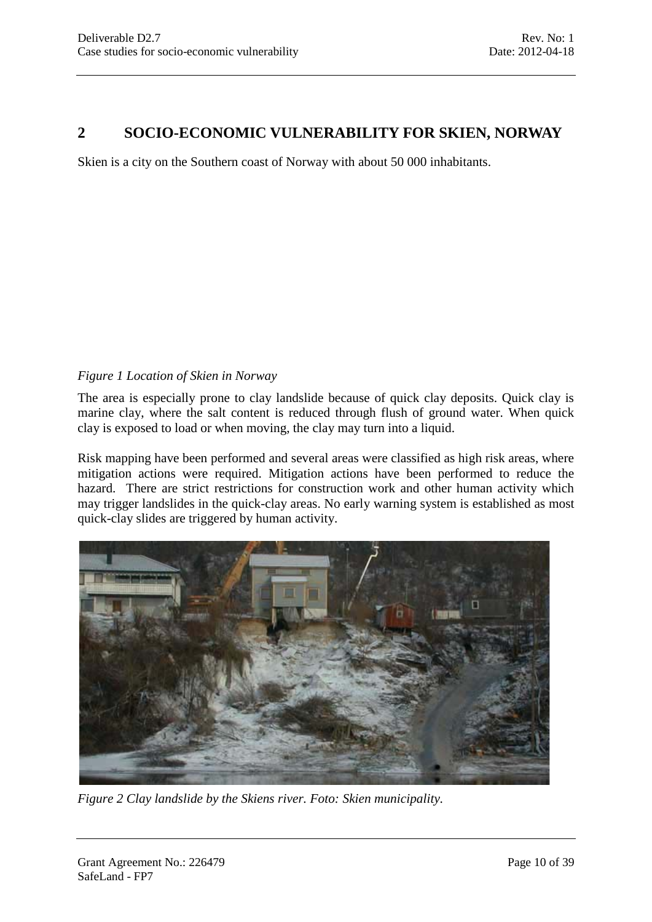## 2 SOCIO-ECONOMIC VULNERABILITY FOR SKIEN, NORWAY

Skien is a city on the Southern coast of Norway with about 50 000 inhabitants.

*Figure 1 Location of Skien in Norway*

The area is especially prone to clay landslide because of quick clay deposits. Quick clay is marine clay, where the salt content is reduced through flush of ground water. When quick clay is exposed to load or when moving, the clay may turn into a liquid.

Risk mapping have been performed and several areas were classified as high risk areas, where mitigation actions were required. Mitigation actions have been performed to reduce the hazard. There are strict restrictions for construction work and other human activity which may trigger landslides in the quick-clay areas. No early warning system is established as most quick-clay slides are triggered by human activity.

*Figure 2 Clay landslide by the Skiens river. Foto: Skien municipality.*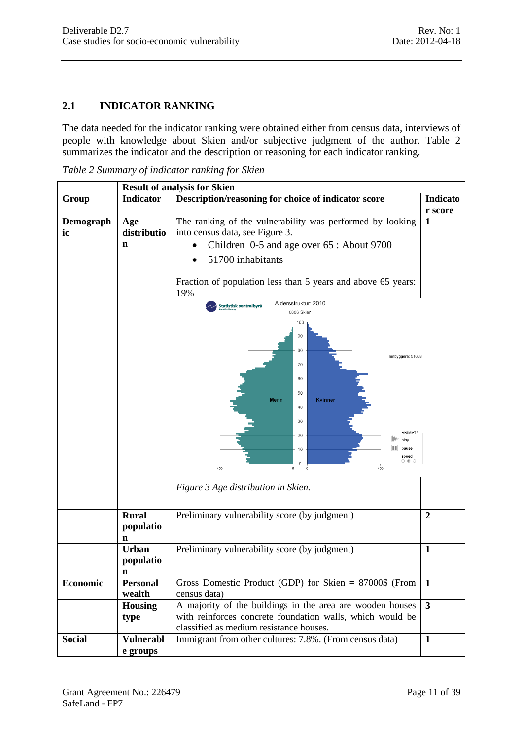## 2.1 INDICATOR RANKING

The data needed for the indicator ranking were obtained either from census data, interviews of people with knowledge about Skien and/or subjective judgment of the author. Table 2 summarizes the indicator and the description or reasoning for each indicator ranking.

*Table 2 Summary of indicator ranking for Skien*

| | Result of analysis for Skien | | |
|---|---|---|---|
| **Group** | **Indicator** | **Description/reasoning for choice of indicator score** | **Indicator score** |
| **Demographic** | **Age distribution** | The ranking of the vulnerability was performed by looking into census data, see Figure 3.<br>• Children 0-5 and age over 65 : About 9700<br>• 51700 inhabitants<br><br>Fraction of population less than 5 years and above 65 years: 19%<br><br>*Figure 3 Age distribution in Skien.* | **1** |
| | **Rural population** | Preliminary vulnerability score (by judgment) | **2** |
| | **Urban population** | Preliminary vulnerability score (by judgment) | **1** |
| **Economic** | **Personal wealth** | Gross Domestic Product (GDP) for Skien = 87000$ (From census data) | **1** |
| | **Housing type** | A majority of the buildings in the area are wooden houses with reinforces concrete foundation walls, which would be classified as medium resistance houses. | **3** |
| **Social** | **Vulnerable groups** | Immigrant from other cultures: 7.8%. (From census data) | **1** |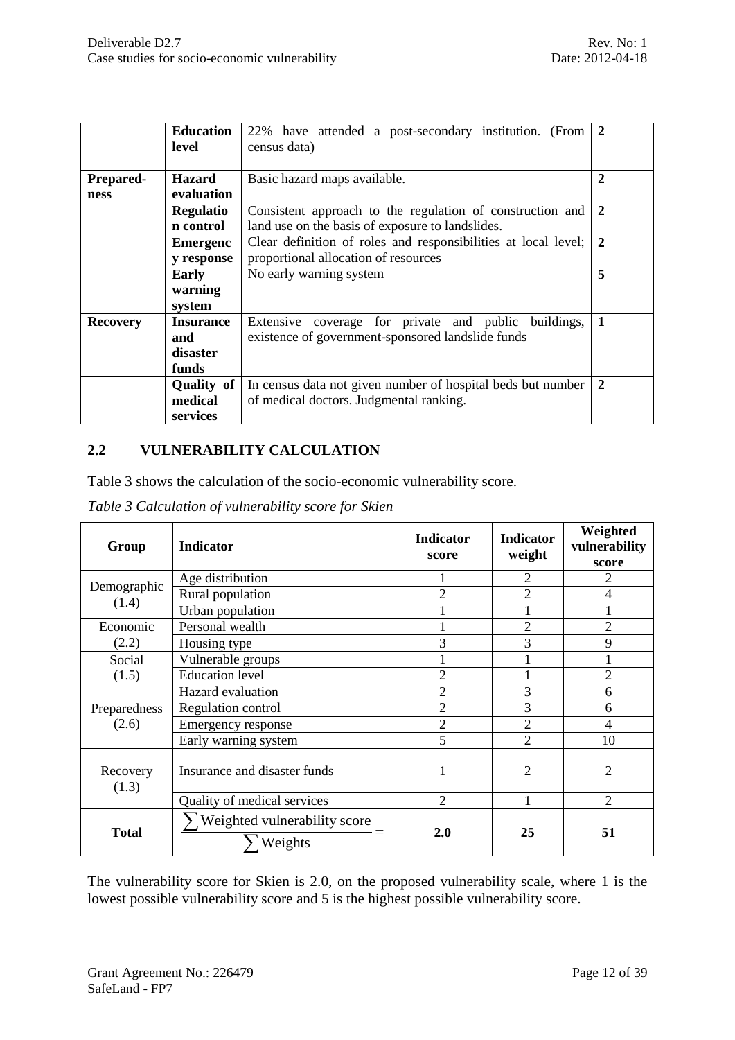| | **Education level** | 22% have attended a post-secondary institution. (From census data) | **2** |
|---|---|---|---|
| **Preparedness** | **Hazard evaluation** | Basic hazard maps available. | **2** |
| | **Regulation control** | Consistent approach to the regulation of construction and land use on the basis of exposure to landslides. | **2** |
| | **Emergency response** | Clear definition of roles and responsibilities at local level; proportional allocation of resources | **2** |
| | **Early warning system** | No early warning system | **5** |
| **Recovery** | **Insurance and disaster funds** | Extensive coverage for private and public buildings, existence of government-sponsored landslide funds | **1** |
| | **Quality of medical services** | In census data not given number of hospital beds but number of medical doctors. Judgmental ranking. | **2** |

## 2.2 VULNERABILITY CALCULATION

Table 3 shows the calculation of the socio-economic vulnerability score.

*Table 3 Calculation of vulnerability score for Skien*

| Group | Indicator | Indicator score | Indicator weight | Weighted vulnerability score |
|---|---|---|---|---|
| Demographic (1.4) | Age distribution | 1 | 2 | 2 |
| | Rural population | 2 | 2 | 4 |
| | Urban population | 1 | 1 | 1 |
| Economic (2.2) | Personal wealth | 1 | 2 | 2 |
| | Housing type | 3 | 3 | 9 |
| Social (1.5) | Vulnerable groups | 1 | 1 | 1 |
| | Education level | 2 | 1 | 2 |
| Preparedness (2.6) | Hazard evaluation | 2 | 3 | 6 |
| | Regulation control | 2 | 3 | 6 |
| | Emergency response | 2 | 2 | 4 |
| | Early warning system | 5 | 2 | 10 |
| Recovery (1.3) | Insurance and disaster funds | 1 | 2 | 2 |
| | Quality of medical services | 2 | 1 | 2 |
| **Total** | $\frac{\sum \text{Weighted vulnerability score}}{\sum \text{Weights}} =$ | **2.0** | **25** | **51** |

The vulnerability score for Skien is 2.0, on the proposed vulnerability scale, where 1 is the lowest possible vulnerability score and 5 is the highest possible vulnerability score.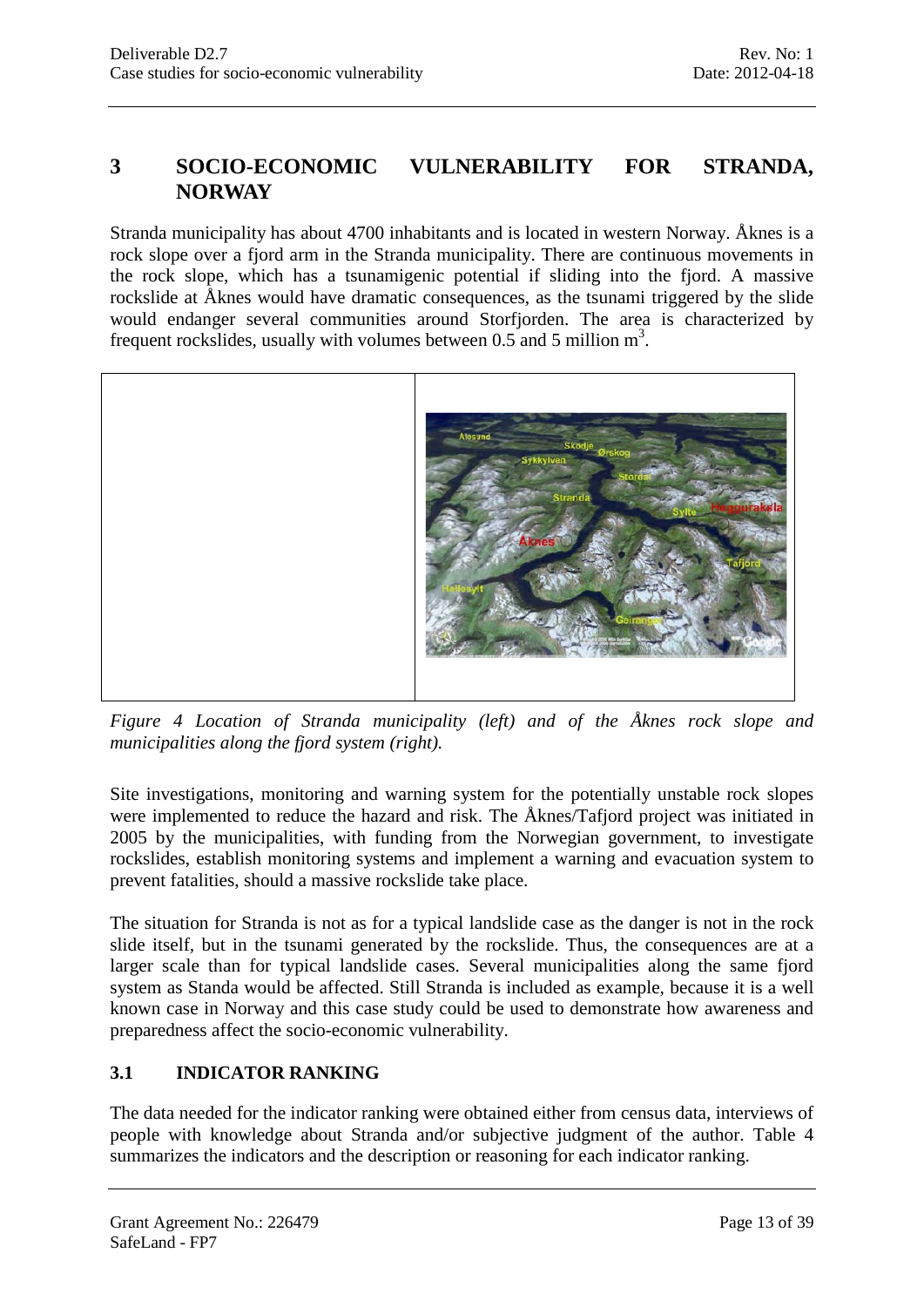# 3 SOCIO-ECONOMIC VULNERABILITY FOR STRANDA, NORWAY

Stranda municipality has about 4700 inhabitants and is located in western Norway. Åknes is a rock slope over a fjord arm in the Stranda municipality. There are continuous movements in the rock slope, which has a tsunamigenic potential if sliding into the fjord. A massive rockslide at Åknes would have dramatic consequences, as the tsunami triggered by the slide would endanger several communities around Storfjorden. The area is characterized by frequent rockslides, usually with volumes between 0.5 and 5 million m$^3$.

*Figure 4 Location of Stranda municipality (left) and of the Åknes rock slope and municipalities along the fjord system (right).*

Site investigations, monitoring and warning system for the potentially unstable rock slopes were implemented to reduce the hazard and risk. The Åknes/Tafjord project was initiated in 2005 by the municipalities, with funding from the Norwegian government, to investigate rockslides, establish monitoring systems and implement a warning and evacuation system to prevent fatalities, should a massive rockslide take place.

The situation for Stranda is not as for a typical landslide case as the danger is not in the rock slide itself, but in the tsunami generated by the rockslide. Thus, the consequences are at a larger scale than for typical landslide cases. Several municipalities along the same fjord system as Standa would be affected. Still Stranda is included as example, because it is a well known case in Norway and this case study could be used to demonstrate how awareness and preparedness affect the socio-economic vulnerability.

## 3.1 INDICATOR RANKING

The data needed for the indicator ranking were obtained either from census data, interviews of people with knowledge about Stranda and/or subjective judgment of the author. Table 4 summarizes the indicators and the description or reasoning for each indicator ranking.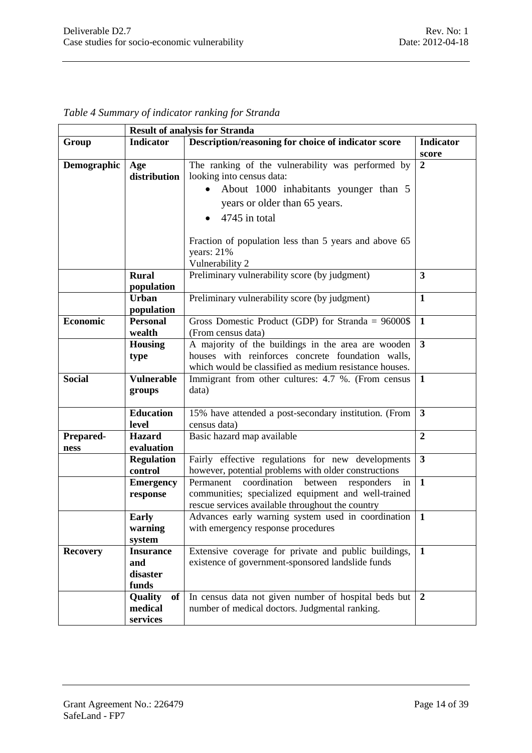*Table 4 Summary of indicator ranking for Stranda*

| | **Result of analysis for Stranda** | | |
|---|---|---|---|
| **Group** | **Indicator** | **Description/reasoning for choice of indicator score** | **Indicator score** |
| **Demographic** | **Age distribution** | The ranking of the vulnerability was performed by looking into census data:<br>• About 1000 inhabitants younger than 5 years or older than 65 years.<br>• 4745 in total<br><br>Fraction of population less than 5 years and above 65 years: 21%<br>Vulnerability 2 | **2** |
| | **Rural population** | Preliminary vulnerability score (by judgment) | **3** |
| | **Urban population** | Preliminary vulnerability score (by judgment) | **1** |
| **Economic** | **Personal wealth** | Gross Domestic Product (GDP) for Stranda = 96000$ (From census data) | **1** |
| | **Housing type** | A majority of the buildings in the area are wooden houses with reinforces concrete foundation walls, which would be classified as medium resistance houses. | **3** |
| **Social** | **Vulnerable groups** | Immigrant from other cultures: 4.7 %. (From census data) | **1** |
| | **Education level** | 15% have attended a post-secondary institution. (From census data) | **3** |
| **Prepared-ness** | **Hazard evaluation** | Basic hazard map available | **2** |
| | **Regulation control** | Fairly effective regulations for new developments however, potential problems with older constructions | **3** |
| | **Emergency response** | Permanent coordination between responders in communities; specialized equipment and well-trained rescue services available throughout the country | **1** |
| | **Early warning system** | Advances early warning system used in coordination with emergency response procedures | **1** |
| **Recovery** | **Insurance and disaster funds** | Extensive coverage for private and public buildings, existence of government-sponsored landslide funds | **1** |
| | **Quality of medical services** | In census data not given number of hospital beds but number of medical doctors. Judgmental ranking. | **2** |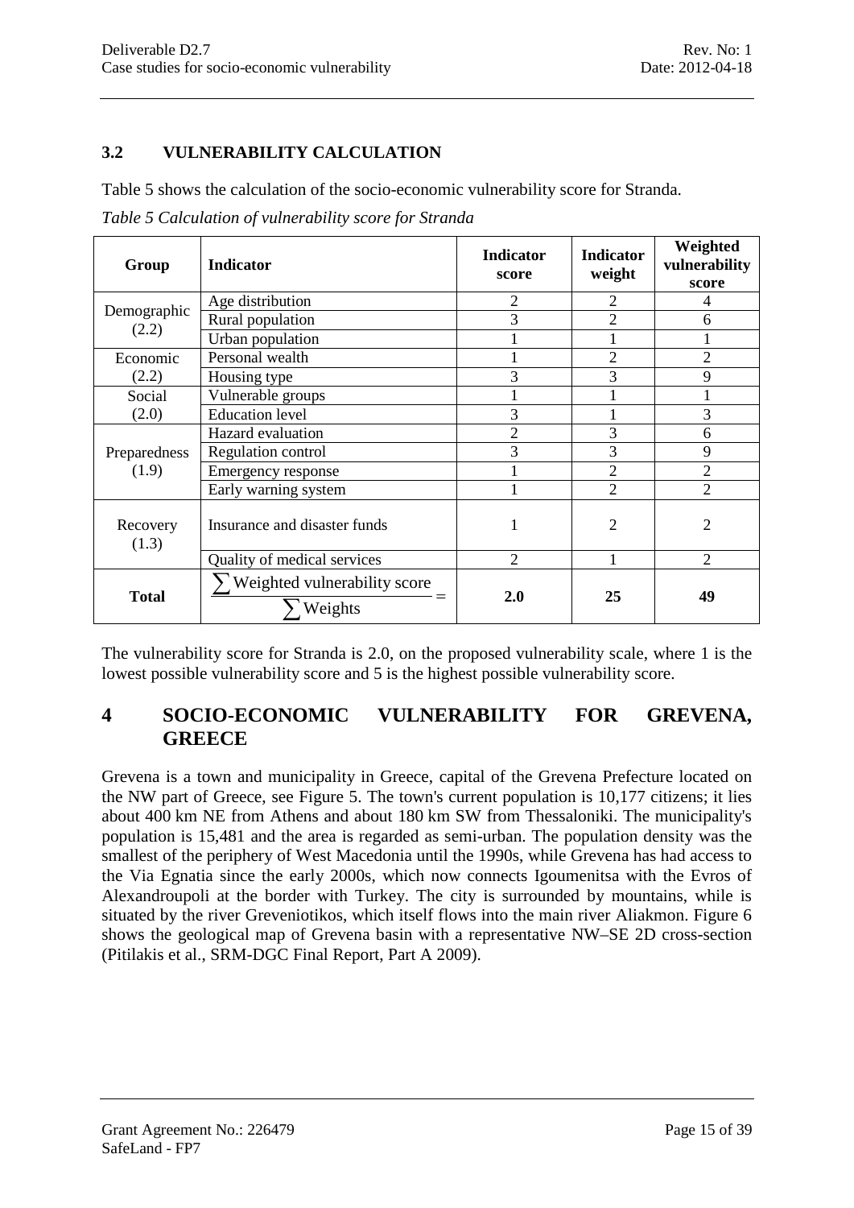### 3.2 VULNERABILITY CALCULATION

Table 5 shows the calculation of the socio-economic vulnerability score for Stranda.

*Table 5 Calculation of vulnerability score for Stranda*

| Group | Indicator | Indicator score | Indicator weight | Weighted vulnerability score |
|---|---|---|---|---|
| Demographic (2.2) | Age distribution | 2 | 2 | 4 |
| | Rural population | 3 | 2 | 6 |
| | Urban population | 1 | 1 | 1 |
| Economic (2.2) | Personal wealth | 1 | 2 | 2 |
| | Housing type | 3 | 3 | 9 |
| Social (2.0) | Vulnerable groups | 1 | 1 | 1 |
| | Education level | 3 | 1 | 3 |
| Preparedness (1.9) | Hazard evaluation | 2 | 3 | 6 |
| | Regulation control | 3 | 3 | 9 |
| | Emergency response | 1 | 2 | 2 |
| | Early warning system | 1 | 2 | 2 |
| Recovery (1.3) | Insurance and disaster funds | 1 | 2 | 2 |
| | Quality of medical services | 2 | 1 | 2 |
| **Total** | $\frac{\sum \text{Weighted vulnerability score}}{\sum \text{Weights}} =$ | **2.0** | **25** | **49** |

The vulnerability score for Stranda is 2.0, on the proposed vulnerability scale, where 1 is the lowest possible vulnerability score and 5 is the highest possible vulnerability score.

# 4 SOCIO-ECONOMIC VULNERABILITY FOR GREVENA, GREECE

Grevena is a town and municipality in Greece, capital of the Grevena Prefecture located on the NW part of Greece, see Figure 5. The town's current population is 10,177 citizens; it lies about 400 km NE from Athens and about 180 km SW from Thessaloniki. The municipality's population is 15,481 and the area is regarded as semi-urban. The population density was the smallest of the periphery of West Macedonia until the 1990s, while Grevena has had access to the Via Egnatia since the early 2000s, which now connects Igoumenitsa with the Evros of Alexandroupoli at the border with Turkey. The city is surrounded by mountains, while is situated by the river Greveniotikos, which itself flows into the main river Aliakmon. Figure 6 shows the geological map of Grevena basin with a representative NW–SE 2D cross-section (Pitilakis et al., SRM-DGC Final Report, Part A 2009).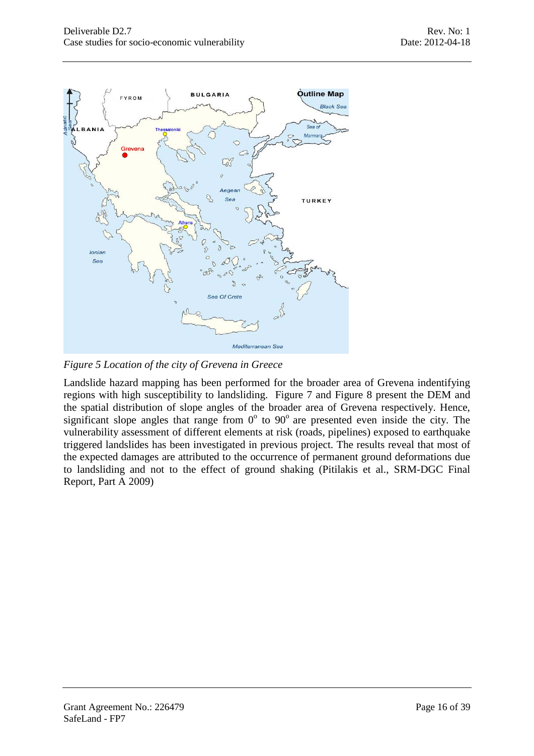*Figure 5 Location of the city of Grevena in Greece*

Landslide hazard mapping has been performed for the broader area of Grevena indentifying regions with high susceptibility to landsliding. Figure 7 and Figure 8 present the DEM and the spatial distribution of slope angles of the broader area of Grevena respectively. Hence, significant slope angles that range from $0^{o}$ to $90^{o}$ are presented even inside the city. The vulnerability assessment of different elements at risk (roads, pipelines) exposed to earthquake triggered landslides has been investigated in previous project. The results reveal that most of the expected damages are attributed to the occurrence of permanent ground deformations due to landsliding and not to the effect of ground shaking (Pitilakis et al., SRM-DGC Final Report, Part A 2009)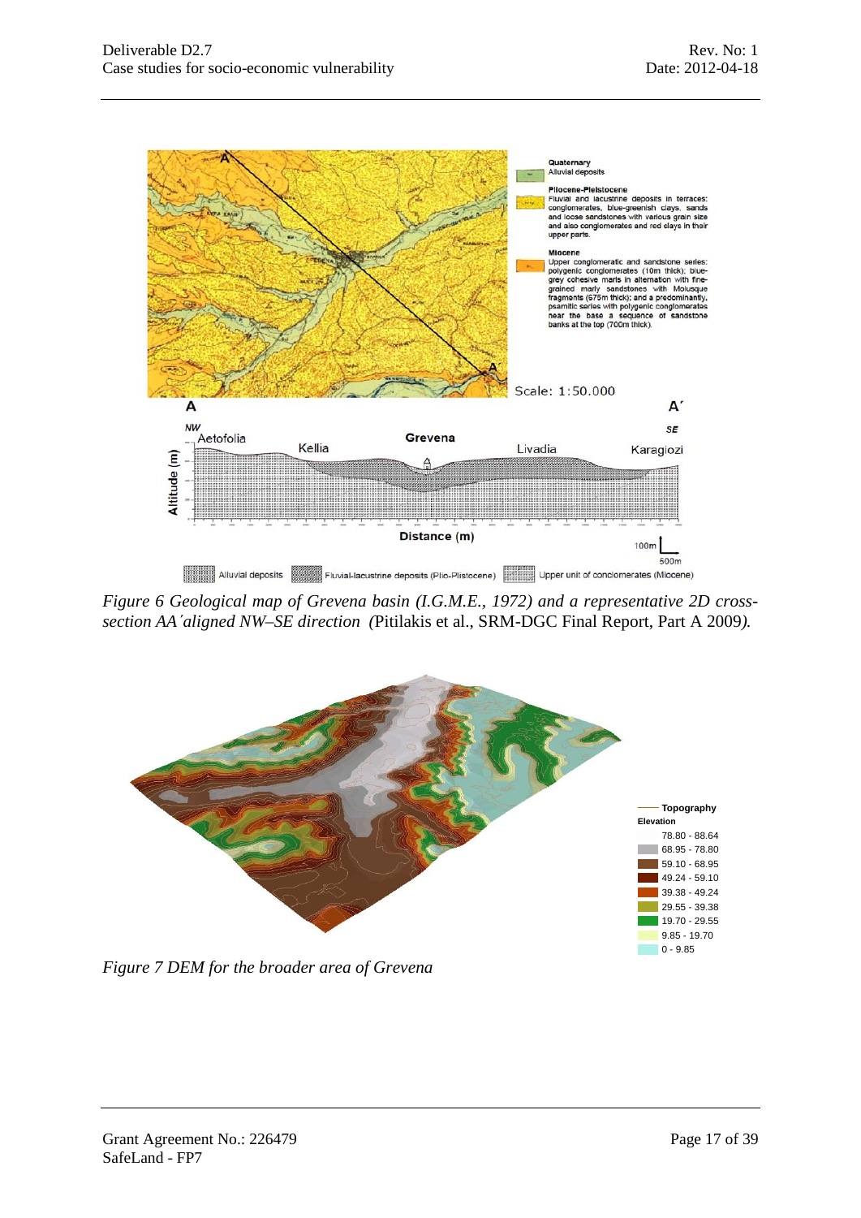*Figure 6 Geological map of Grevena basin (I.G.M.E., 1972) and a representative 2D cross-section AA΄aligned NW–SE direction (*Pitilakis et al., SRM-DGC Final Report, Part A 2009*).*

*Figure 7 DEM for the broader area of Grevena*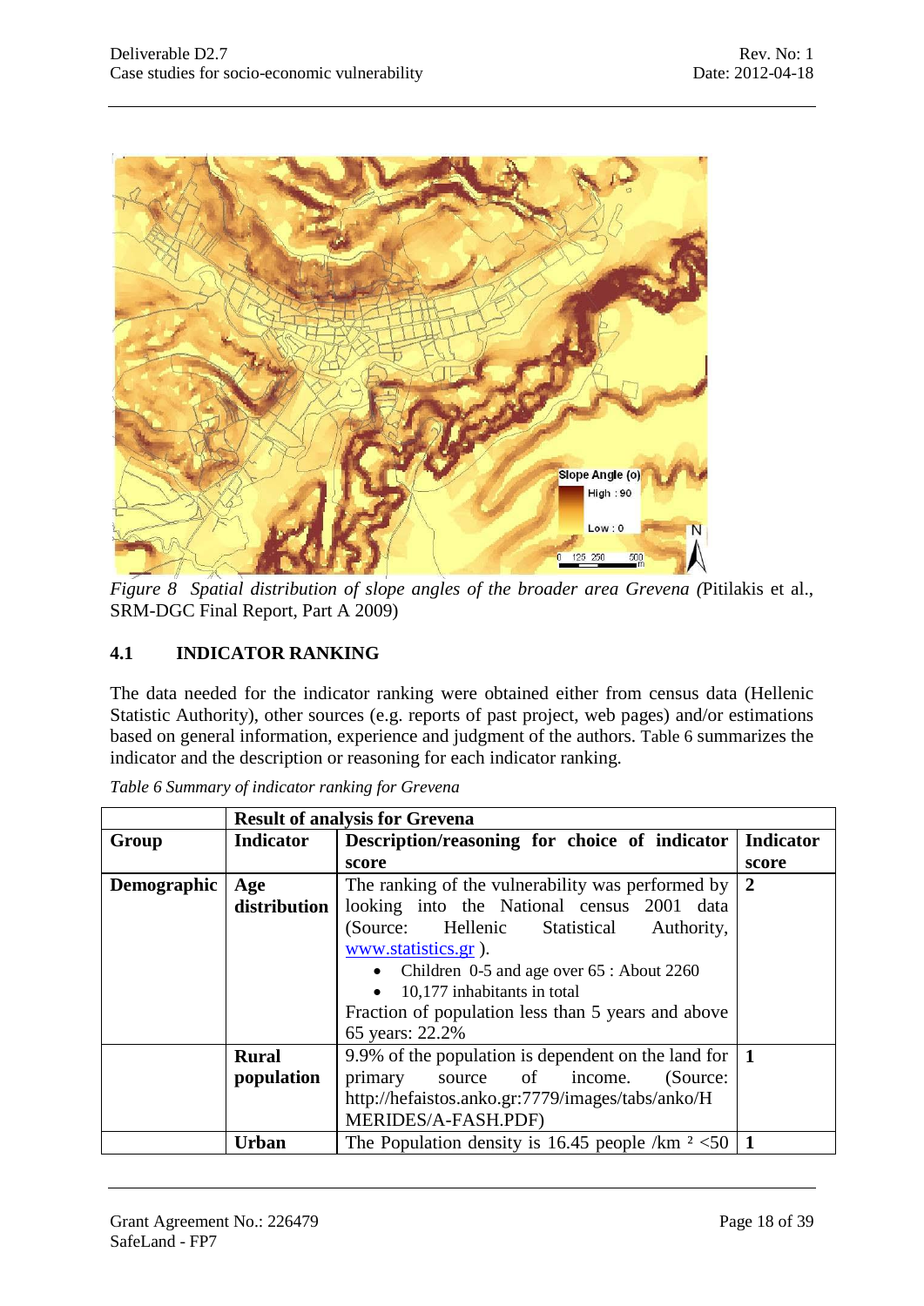*Figure 8 Spatial distribution of slope angles of the broader area Grevena (*Pitilakis et al., SRM-DGC Final Report, Part A 2009)

## 4.1 INDICATOR RANKING

The data needed for the indicator ranking were obtained either from census data (Hellenic Statistic Authority), other sources (e.g. reports of past project, web pages) and/or estimations based on general information, experience and judgment of the authors. Table 6 summarizes the indicator and the description or reasoning for each indicator ranking.

*Table 6 Summary of indicator ranking for Grevena*

| | **Result of analysis for Grevena** | | |
|---|---|---|---|
| **Group** | **Indicator** | **Description/reasoning for choice of indicator score** | **Indicator score** |
| **Demographic** | **Age distribution** | The ranking of the vulnerability was performed by looking into the National census 2001 data (Source: Hellenic Statistical Authority, www.statistics.gr ).<br>• Children 0-5 and age over 65 : About 2260<br>• 10,177 inhabitants in total<br>Fraction of population less than 5 years and above 65 years: 22.2% | **2** |
| | **Rural population** | 9.9% of the population is dependent on the land for primary source of income. (Source: http://hefaistos.anko.gr:7779/images/tabs/anko/HMERIDES/A-FASH.PDF) | **1** |
| | **Urban** | The Population density is 16.45 people /km ² <50 | **1** |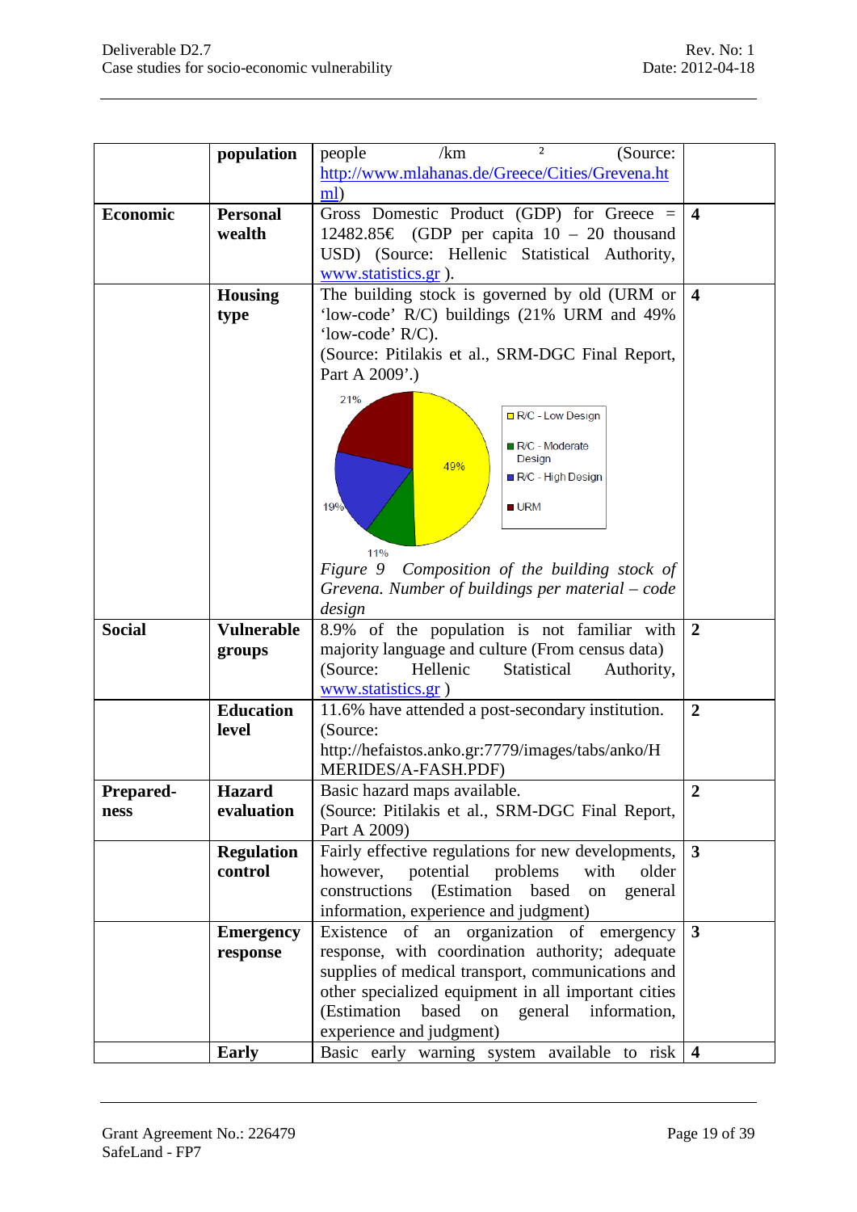| | | | |
|---|---|---|---|
| | **population** | people /km $^2$ (Source: http://www.mlahanas.de/Greece/Cities/Grevena.html) | |
| **Economic** | **Personal wealth** | Gross Domestic Product (GDP) for Greece = 12482.85€ (GDP per capita 10 – 20 thousand USD) (Source: Hellenic Statistical Authority, www.statistics.gr ). | **4** |
| | **Housing type** | The building stock is governed by old (URM or 'low-code' R/C) buildings (21% URM and 49% 'low-code' R/C). (Source: Pitilakis et al., SRM-DGC Final Report, Part A 2009'.) <br> R/C - Low Design 49%; R/C - Moderate Design 11%; R/C - High Design 19%; URM 21% <br> *Figure 9 Composition of the building stock of Grevena. Number of buildings per material – code design* | **4** |
| **Social** | **Vulnerable groups** | 8.9% of the population is not familiar with majority language and culture (From census data) (Source: Hellenic Statistical Authority, www.statistics.gr ) | **2** |
| | **Education level** | 11.6% have attended a post-secondary institution. (Source: http://hefaistos.anko.gr:7779/images/tabs/anko/HMERIDES/A-FASH.PDF) | **2** |
| **Prepared-ness** | **Hazard evaluation** | Basic hazard maps available. (Source: Pitilakis et al., SRM-DGC Final Report, Part A 2009) | **2** |
| | **Regulation control** | Fairly effective regulations for new developments, however, potential problems with older constructions (Estimation based on general information, experience and judgment) | **3** |
| | **Emergency response** | Existence of an organization of emergency response, with coordination authority; adequate supplies of medical transport, communications and other specialized equipment in all important cities (Estimation based on general information, experience and judgment) | **3** |
| | **Early** | Basic early warning system available to risk | **4** |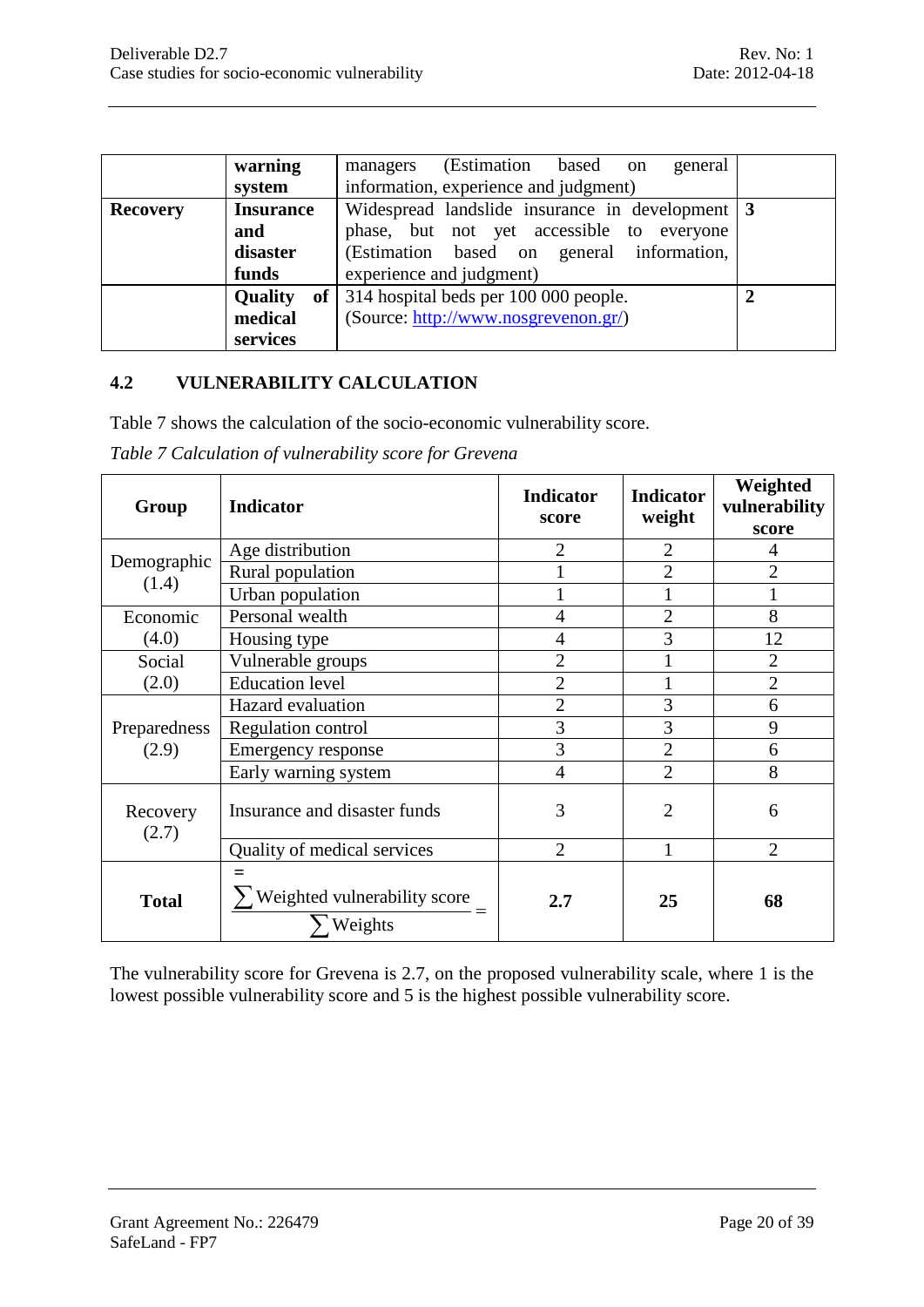| | | | |
|---|---|---|---|
| | **warning system** | managers (Estimation based on general information, experience and judgment) | |
| **Recovery** | **Insurance and disaster funds** | Widespread landslide insurance in development phase, but not yet accessible to everyone (Estimation based on general information, experience and judgment) | **3** |
| | **Quality of medical services** | 314 hospital beds per 100 000 people. (Source: http://www.nosgrevenon.gr/) | **2** |

## 4.2 VULNERABILITY CALCULATION

Table 7 shows the calculation of the socio-economic vulnerability score.

*Table 7 Calculation of vulnerability score for Grevena*

| Group | Indicator | Indicator score | Indicator weight | Weighted vulnerability score |
|---|---|---|---|---|
| Demographic (1.4) | Age distribution | 2 | 2 | 4 |
| | Rural population | 1 | 2 | 2 |
| | Urban population | 1 | 1 | 1 |
| Economic (4.0) | Personal wealth | 4 | 2 | 8 |
| | Housing type | 4 | 3 | 12 |
| Social (2.0) | Vulnerable groups | 2 | 1 | 2 |
| | Education level | 2 | 1 | 2 |
| Preparedness (2.9) | Hazard evaluation | 2 | 3 | 6 |
| | Regulation control | 3 | 3 | 9 |
| | Emergency response | 3 | 2 | 6 |
| | Early warning system | 4 | 2 | 8 |
| Recovery (2.7) | Insurance and disaster funds | 3 | 2 | 6 |
| | Quality of medical services | 2 | 1 | 2 |
| **Total** | $= \frac{\sum \text{Weighted vulnerability score}}{\sum \text{Weights}} =$ | **2.7** | **25** | **68** |

The vulnerability score for Grevena is 2.7, on the proposed vulnerability scale, where 1 is the lowest possible vulnerability score and 5 is the highest possible vulnerability score.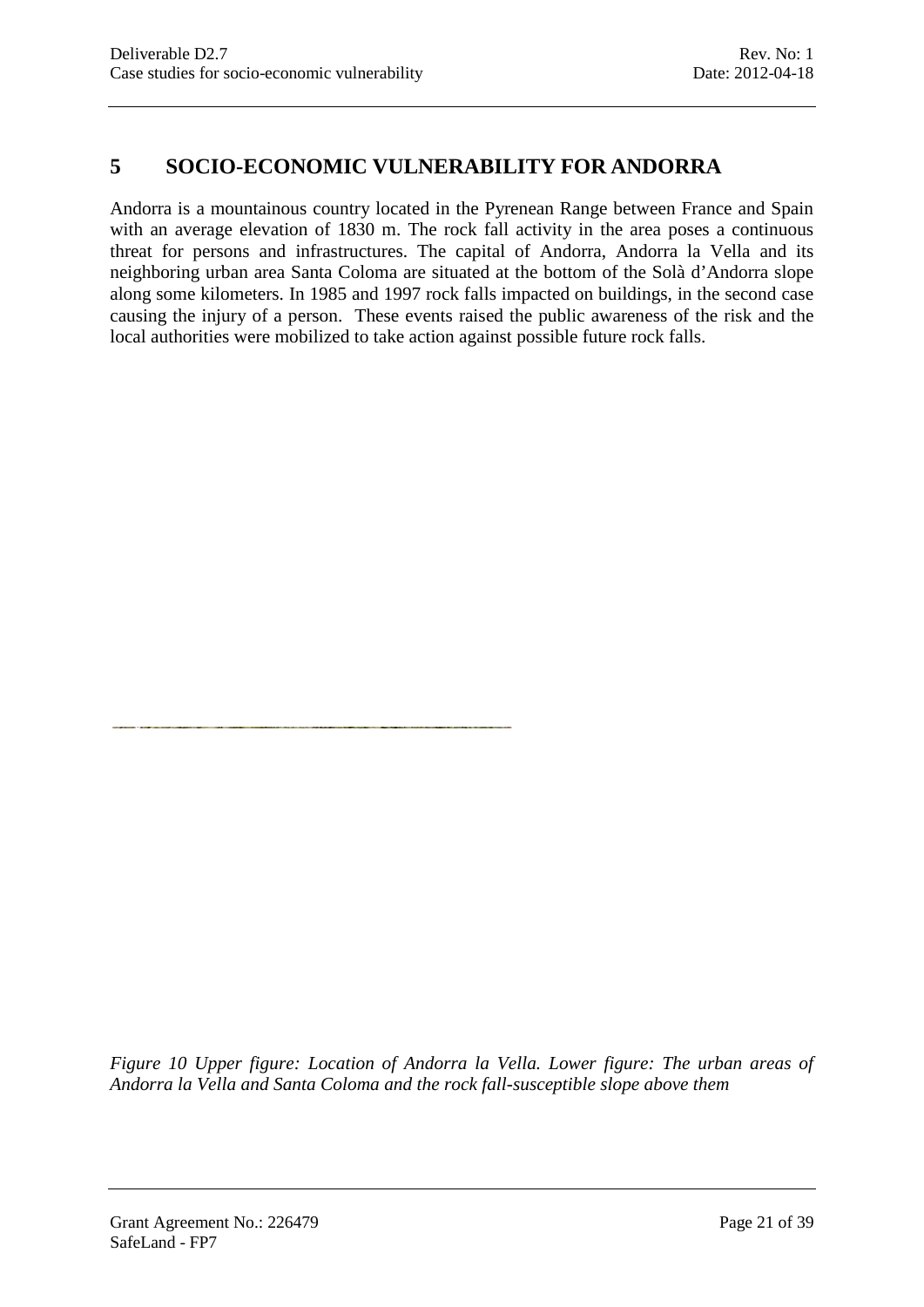# 5 SOCIO-ECONOMIC VULNERABILITY FOR ANDORRA

Andorra is a mountainous country located in the Pyrenean Range between France and Spain with an average elevation of 1830 m. The rock fall activity in the area poses a continuous threat for persons and infrastructures. The capital of Andorra, Andorra la Vella and its neighboring urban area Santa Coloma are situated at the bottom of the Solà d'Andorra slope along some kilometers. In 1985 and 1997 rock falls impacted on buildings, in the second case causing the injury of a person. These events raised the public awareness of the risk and the local authorities were mobilized to take action against possible future rock falls.

*Figure 10 Upper figure: Location of Andorra la Vella. Lower figure: The urban areas of Andorra la Vella and Santa Coloma and the rock fall-susceptible slope above them*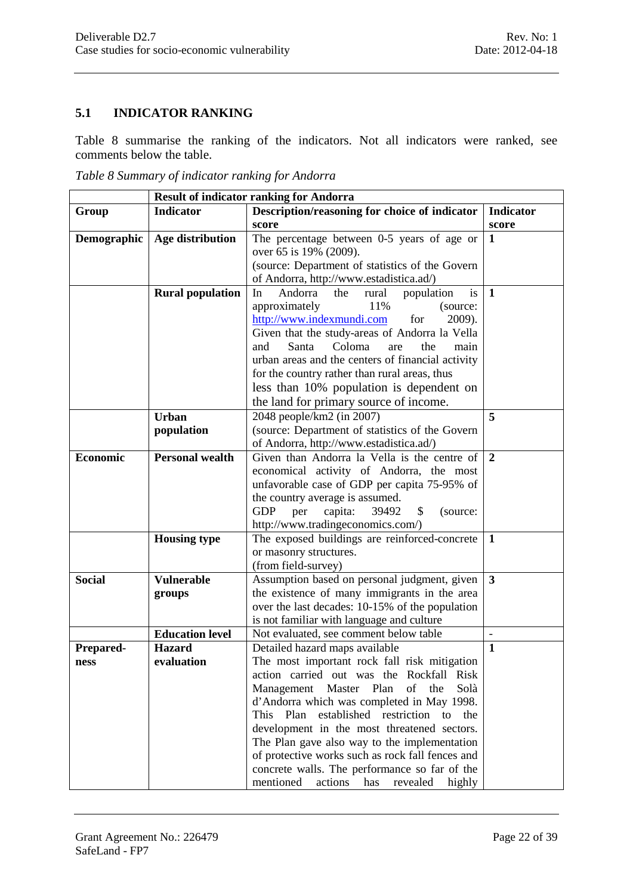## 5.1 INDICATOR RANKING

Table 8 summarise the ranking of the indicators. Not all indicators were ranked, see comments below the table.

*Table 8 Summary of indicator ranking for Andorra*

| | **Result of indicator ranking for Andorra** | | |
|---|---|---|---|
| **Group** | **Indicator** | **Description/reasoning for choice of indicator score** | **Indicator score** |
| **Demographic** | **Age distribution** | The percentage between 0-5 years of age or over 65 is 19% (2009). (source: Department of statistics of the Govern of Andorra, http://www.estadistica.ad/) | **1** |
| | **Rural population** | In Andorra the rural population is approximately 11% (source: http://www.indexmundi.com for 2009). Given that the study-areas of Andorra la Vella and Santa Coloma are the main urban areas and the centers of financial activity for the country rather than rural areas, thus less than 10% population is dependent on the land for primary source of income. | **1** |
| | **Urban population** | 2048 people/km2 (in 2007) (source: Department of statistics of the Govern of Andorra, http://www.estadistica.ad/) | **5** |
| **Economic** | **Personal wealth** | Given than Andorra la Vella is the centre of economical activity of Andorra, the most unfavorable case of GDP per capita 75-95% of the country average is assumed. GDP per capita: 39492 $ (source: http://www.tradingeconomics.com/) | **2** |
| | **Housing type** | The exposed buildings are reinforced-concrete or masonry structures. (from field-survey) | **1** |
| **Social** | **Vulnerable groups** | Assumption based on personal judgment, given the existence of many immigrants in the area over the last decades: 10-15% of the population is not familiar with language and culture | **3** |
| | **Education level** | Not evaluated, see comment below table | - |
| **Prepared-ness** | **Hazard evaluation** | Detailed hazard maps available The most important rock fall risk mitigation action carried out was the Rockfall Risk Management Master Plan of the Solà d'Andorra which was completed in May 1998. This Plan established restriction to the development in the most threatened sectors. The Plan gave also way to the implementation of protective works such as rock fall fences and concrete walls. The performance so far of the mentioned actions has revealed highly | **1** |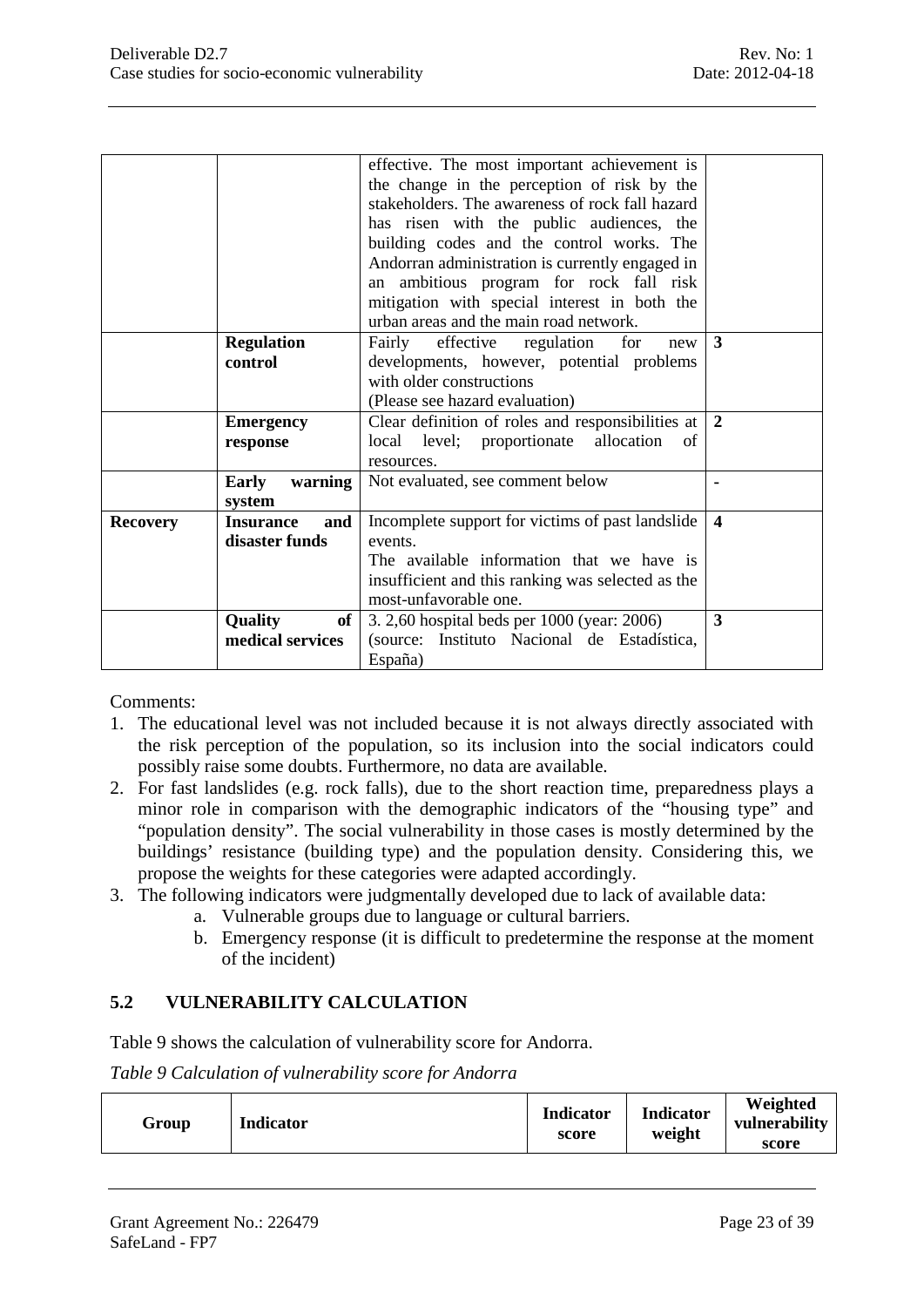| | | | |
|---|---|---|---|
| | | effective. The most important achievement is the change in the perception of risk by the stakeholders. The awareness of rock fall hazard has risen with the public audiences, the building codes and the control works. The Andorran administration is currently engaged in an ambitious program for rock fall risk mitigation with special interest in both the urban areas and the main road network. | |
| | **Regulation control** | Fairly effective regulation for new developments, however, potential problems with older constructions (Please see hazard evaluation) | **3** |
| | **Emergency response** | Clear definition of roles and responsibilities at local level; proportionate allocation of resources. | **2** |
| | **Early warning system** | Not evaluated, see comment below | - |
| **Recovery** | **Insurance and disaster funds** | Incomplete support for victims of past landslide events. The available information that we have is insufficient and this ranking was selected as the most-unfavorable one. | **4** |
| | **Quality of medical services** | 3. 2,60 hospital beds per 1000 (year: 2006) (source: Instituto Nacional de Estadística, España) | **3** |

Comments:

1. The educational level was not included because it is not always directly associated with the risk perception of the population, so its inclusion into the social indicators could possibly raise some doubts. Furthermore, no data are available.
2. For fast landslides (e.g. rock falls), due to the short reaction time, preparedness plays a minor role in comparison with the demographic indicators of the "housing type" and "population density". The social vulnerability in those cases is mostly determined by the buildings' resistance (building type) and the population density. Considering this, we propose the weights for these categories were adapted accordingly.
3. The following indicators were judgmentally developed due to lack of available data:
   a. Vulnerable groups due to language or cultural barriers.
   b. Emergency response (it is difficult to predetermine the response at the moment of the incident)

## 5.2 VULNERABILITY CALCULATION

Table 9 shows the calculation of vulnerability score for Andorra.

*Table 9 Calculation of vulnerability score for Andorra*

| Group | Indicator | Indicator score | Indicator weight | Weighted vulnerability score |
|---|---|---|---|---|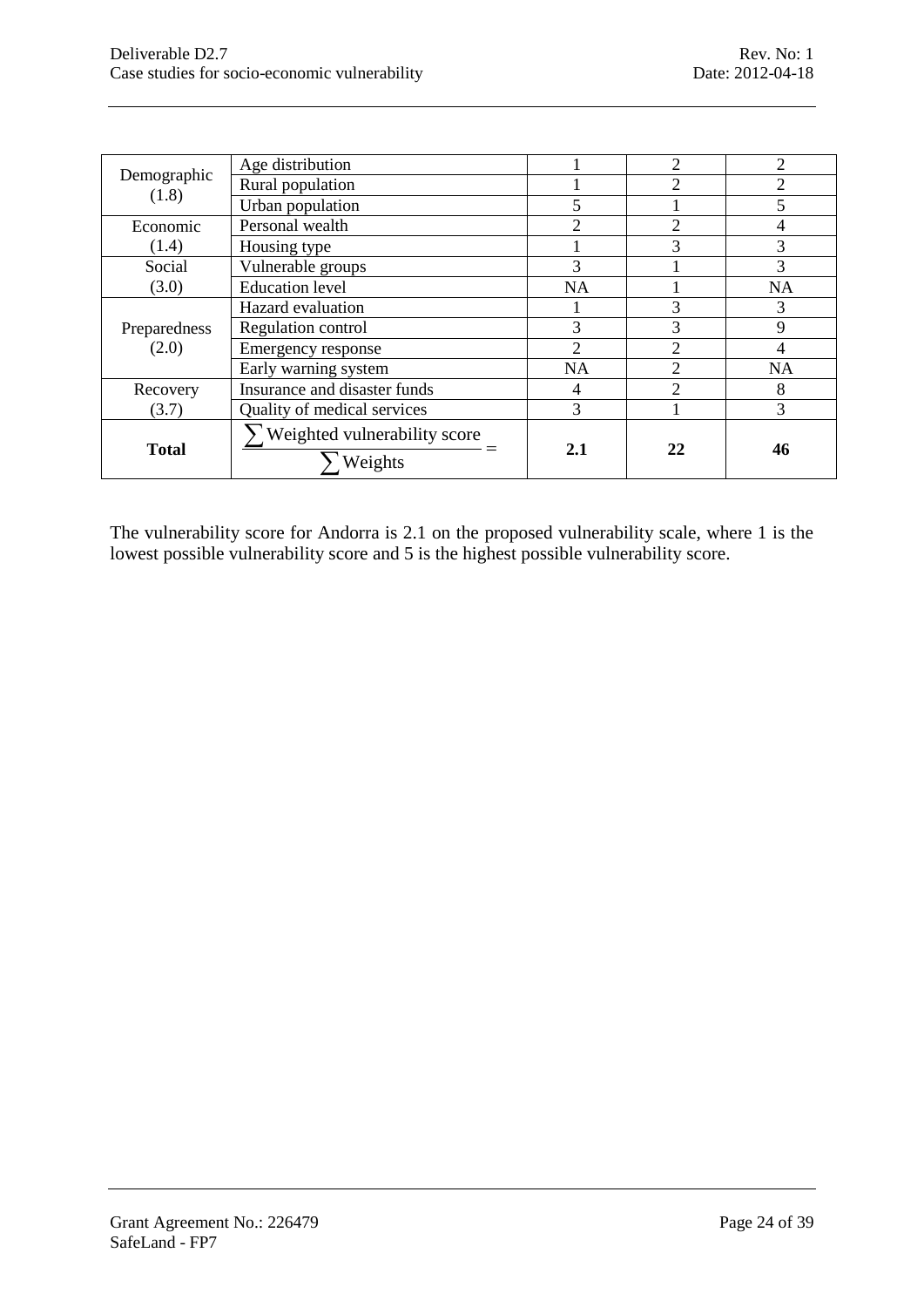| | | | | |
|---|---|---|---|---|
| Demographic (1.8) | Age distribution | 1 | 2 | 2 |
| | Rural population | 1 | 2 | 2 |
| | Urban population | 5 | 1 | 5 |
| Economic (1.4) | Personal wealth | 2 | 2 | 4 |
| | Housing type | 1 | 3 | 3 |
| Social (3.0) | Vulnerable groups | 3 | 1 | 3 |
| | Education level | NA | 1 | NA |
| Preparedness (2.0) | Hazard evaluation | 1 | 3 | 3 |
| | Regulation control | 3 | 3 | 9 |
| | Emergency response | 2 | 2 | 4 |
| | Early warning system | NA | 2 | NA |
| Recovery (3.7) | Insurance and disaster funds | 4 | 2 | 8 |
| | Quality of medical services | 3 | 1 | 3 |
| **Total** | $\frac{\sum \text{Weighted vulnerability score}}{\sum \text{Weights}} =$ | **2.1** | **22** | **46** |

The vulnerability score for Andorra is 2.1 on the proposed vulnerability scale, where 1 is the lowest possible vulnerability score and 5 is the highest possible vulnerability score.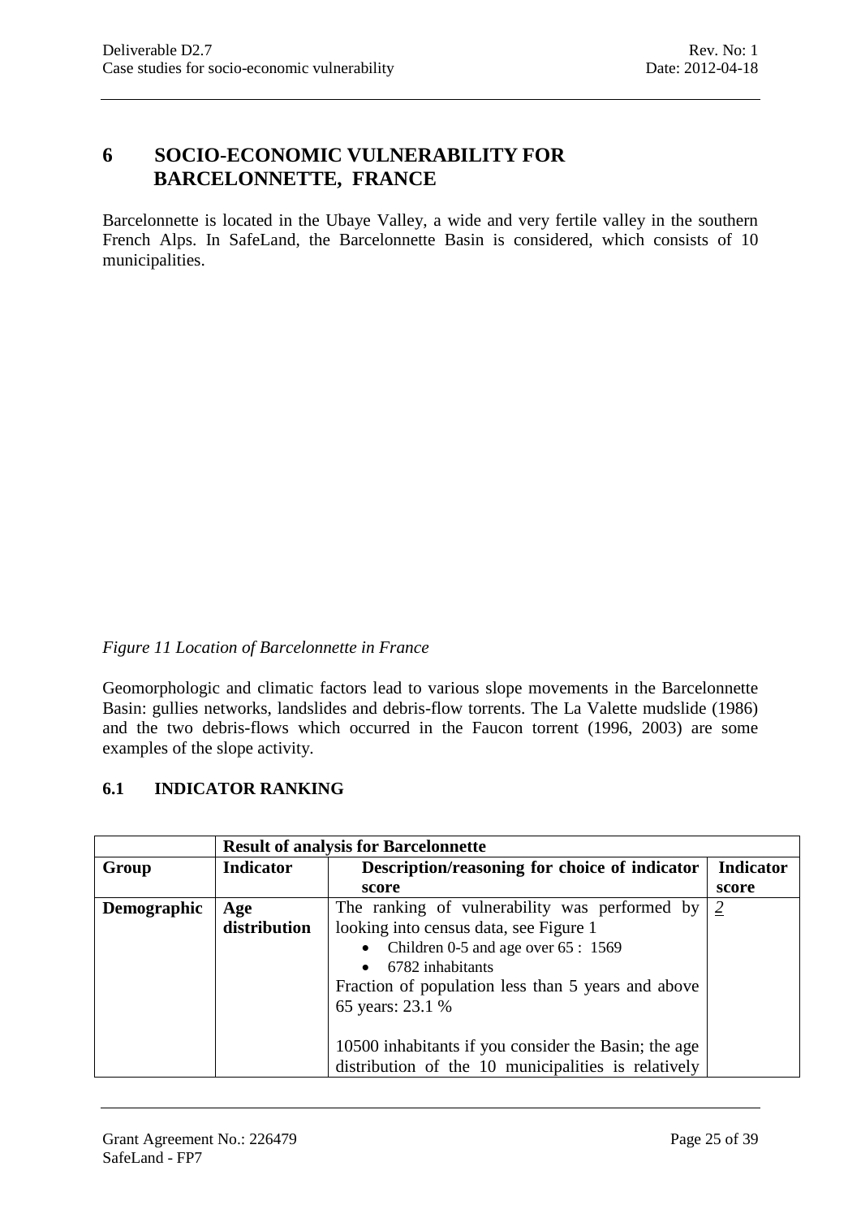# 6 SOCIO-ECONOMIC VULNERABILITY FOR BARCELONNETTE, FRANCE

Barcelonnette is located in the Ubaye Valley, a wide and very fertile valley in the southern French Alps. In SafeLand, the Barcelonnette Basin is considered, which consists of 10 municipalities.

*Figure 11 Location of Barcelonnette in France*

Geomorphologic and climatic factors lead to various slope movements in the Barcelonnette Basin: gullies networks, landslides and debris-flow torrents. The La Valette mudslide (1986) and the two debris-flows which occurred in the Faucon torrent (1996, 2003) are some examples of the slope activity.

## 6.1 INDICATOR RANKING

| | **Result of analysis for Barcelonnette** | | |
|---|---|---|---|
| **Group** | **Indicator** | **Description/reasoning for choice of indicator score** | **Indicator score** |
| **Demographic** | **Age distribution** | The ranking of vulnerability was performed by looking into census data, see Figure 1<br>• Children 0-5 and age over 65 : 1569<br>• 6782 inhabitants<br>Fraction of population less than 5 years and above 65 years: 23.1 %<br><br>10500 inhabitants if you consider the Basin; the age distribution of the 10 municipalities is relatively | 2 |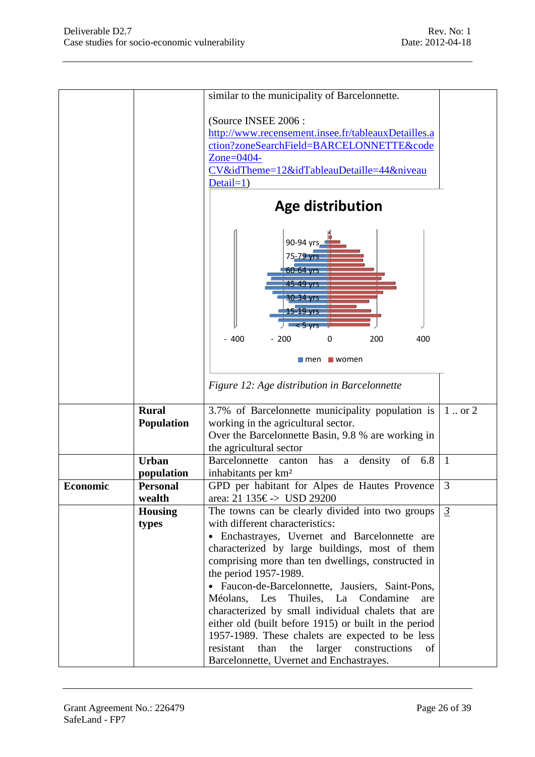| | | | |
|---|---|---|---|
| | | similar to the municipality of Barcelonnette.<br><br>(Source INSEE 2006 : http://www.recensement.insee.fr/tableauxDetailles.action?zoneSearchField=BARCELONNETTE&codeZone=0404-CV&idTheme=12&idTableauDetaille=44&niveauDetail=1)<br><br>*Figure 12: Age distribution in Barcelonnette* | |
| | **Rural Population** | 3.7% of Barcelonnette municipality population is working in the agricultural sector.<br>Over the Barcelonnette Basin, 9.8 % are working in the agricultural sector | 1 .. or 2 |
| | **Urban population** | Barcelonnette canton has a density of 6.8 inhabitants per km² | 1 |
| **Economic** | **Personal wealth** | GPD per habitant for Alpes de Hautes Provence area: 21 135€ -> USD 29200 | 3 |
| | **Housing types** | The towns can be clearly divided into two groups with different characteristics:<br>• Enchastrayes, Uvernet and Barcelonnette are characterized by large buildings, most of them comprising more than ten dwellings, constructed in the period 1957-1989.<br>• Faucon-de-Barcelonnette, Jausiers, Saint-Pons, Méolans, Les Thuiles, La Condamine are characterized by small individual chalets that are either old (built before 1915) or built in the period 1957-1989. These chalets are expected to be less resistant than the larger constructions of Barcelonnette, Uvernet and Enchastrayes. | *3* |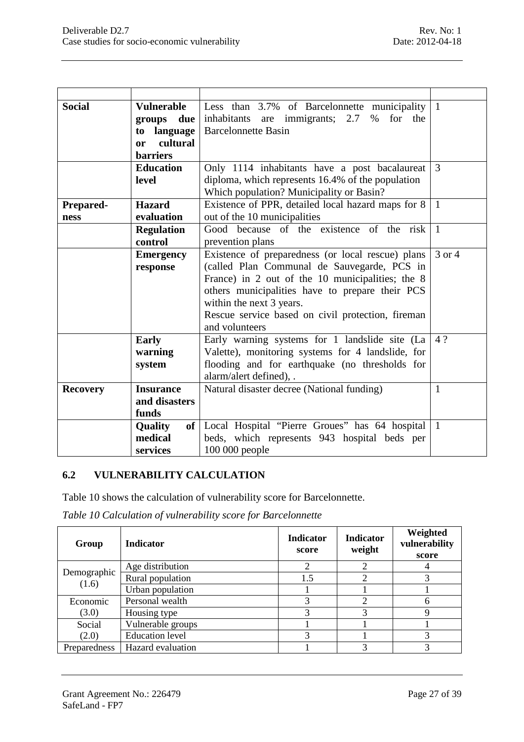| | | | |
|---|---|---|---|
| **Social** | **Vulnerable groups due to language or cultural barriers** | Less than 3.7% of Barcelonnette municipality inhabitants are immigrants; 2.7 % for the Barcelonnette Basin | 1 |
| | **Education level** | Only 1114 inhabitants have a post bacalaureat diploma, which represents 16.4% of the population Which population? Municipality or Basin? | 3 |
| **Prepared-ness** | **Hazard evaluation** | Existence of PPR, detailed local hazard maps for 8 out of the 10 municipalities | 1 |
| | **Regulation control** | Good because of the existence of the risk prevention plans | 1 |
| | **Emergency response** | Existence of preparedness (or local rescue) plans (called Plan Communal de Sauvegarde, PCS in France) in 2 out of the 10 municipalities; the 8 others municipalities have to prepare their PCS within the next 3 years.<br>Rescue service based on civil protection, fireman and volunteers | 3 or 4 |
| | **Early warning system** | Early warning systems for 1 landslide site (La Valette), monitoring systems for 4 landslide, for flooding and for earthquake (no thresholds for alarm/alert defined), . | 4 ? |
| **Recovery** | **Insurance and disasters funds** | Natural disaster decree (National funding) | 1 |
| | **Quality of medical services** | Local Hospital "Pierre Groues" has 64 hospital beds, which represents 943 hospital beds per 100 000 people | 1 |

## 6.2 VULNERABILITY CALCULATION

Table 10 shows the calculation of vulnerability score for Barcelonnette.

*Table 10 Calculation of vulnerability score for Barcelonnette*

| Group | Indicator | Indicator score | Indicator weight | Weighted vulnerability score |
|---|---|---|---|---|
| Demographic (1.6) | Age distribution | 2 | 2 | 4 |
| | Rural population | 1.5 | 2 | 3 |
| | Urban population | 1 | 1 | 1 |
| Economic (3.0) | Personal wealth | 3 | 2 | 6 |
| | Housing type | 3 | 3 | 9 |
| Social (2.0) | Vulnerable groups | 1 | 1 | 1 |
| | Education level | 3 | 1 | 3 |
| Preparedness | Hazard evaluation | 1 | 3 | 3 |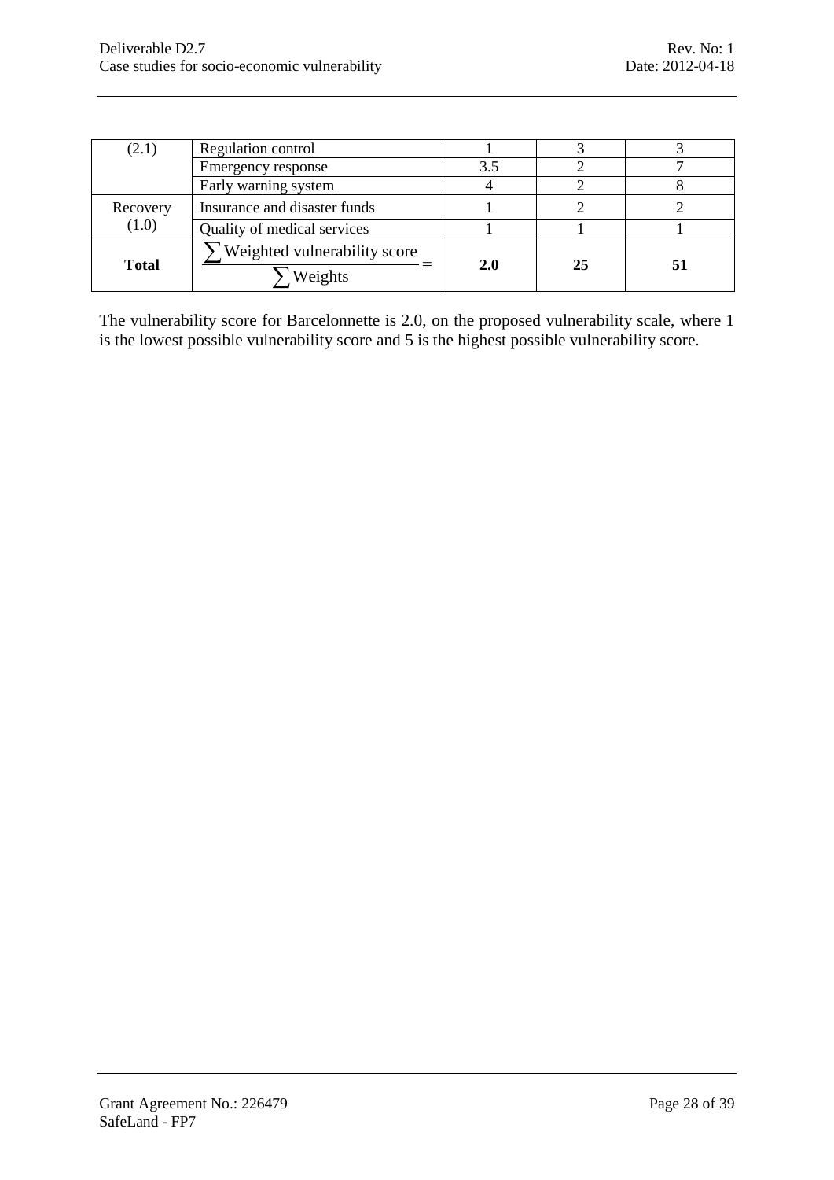| (2.1) | Regulation control | 1 | 3 | 3 |
|---|---|---|---|---|
| | Emergency response | 3.5 | 2 | 7 |
| | Early warning system | 4 | 2 | 8 |
| Recovery (1.0) | Insurance and disaster funds | 1 | 2 | 2 |
| | Quality of medical services | 1 | 1 | 1 |
| **Total** | $\frac{\sum \text{Weighted vulnerability score}}{\sum \text{Weights}} =$ | **2.0** | **25** | **51** |

The vulnerability score for Barcelonnette is 2.0, on the proposed vulnerability scale, where 1 is the lowest possible vulnerability score and 5 is the highest possible vulnerability score.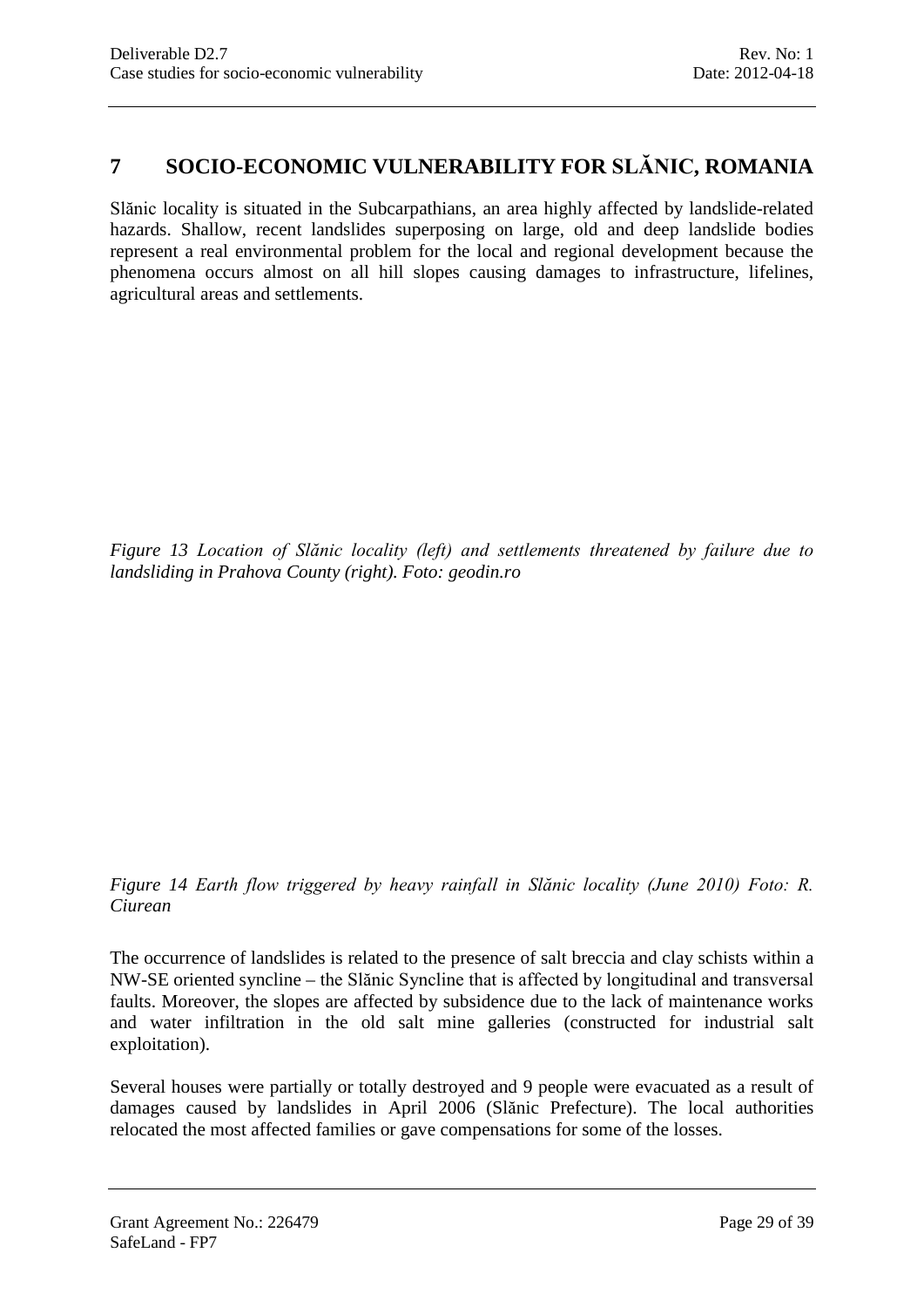# 7 SOCIO-ECONOMIC VULNERABILITY FOR SLĂNIC, ROMANIA

Slănic locality is situated in the Subcarpathians, an area highly affected by landslide-related hazards. Shallow, recent landslides superposing on large, old and deep landslide bodies represent a real environmental problem for the local and regional development because the phenomena occurs almost on all hill slopes causing damages to infrastructure, lifelines, agricultural areas and settlements.

*Figure 13 Location of Slănic locality (left) and settlements threatened by failure due to landsliding in Prahova County (right). Foto: geodin.ro*

*Figure 14 Earth flow triggered by heavy rainfall in Slănic locality (June 2010) Foto: R. Ciurean*

The occurrence of landslides is related to the presence of salt breccia and clay schists within a NW-SE oriented syncline – the Slănic Syncline that is affected by longitudinal and transversal faults. Moreover, the slopes are affected by subsidence due to the lack of maintenance works and water infiltration in the old salt mine galleries (constructed for industrial salt exploitation).

Several houses were partially or totally destroyed and 9 people were evacuated as a result of damages caused by landslides in April 2006 (Slănic Prefecture). The local authorities relocated the most affected families or gave compensations for some of the losses.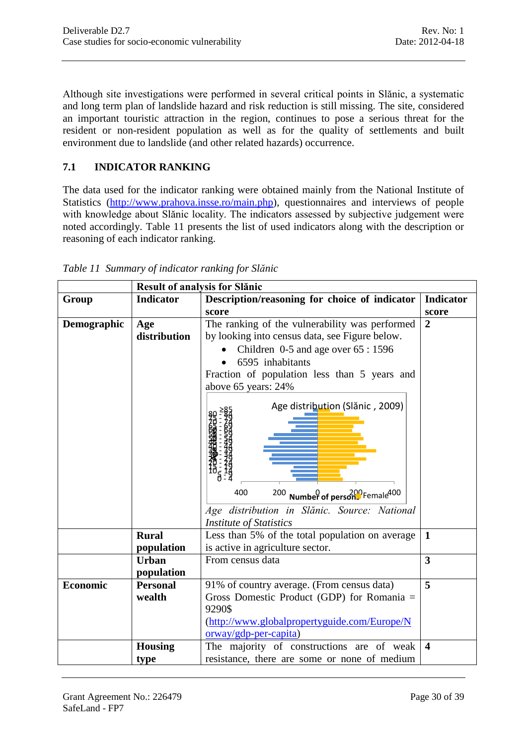Although site investigations were performed in several critical points in Slănic, a systematic and long term plan of landslide hazard and risk reduction is still missing. The site, considered an important touristic attraction in the region, continues to pose a serious threat for the resident or non-resident population as well as for the quality of settlements and built environment due to landslide (and other related hazards) occurrence.

## 7.1 INDICATOR RANKING

The data used for the indicator ranking were obtained mainly from the National Institute of Statistics (http://www.prahova.insse.ro/main.php), questionnaires and interviews of people with knowledge about Slănic locality. The indicators assessed by subjective judgement were noted accordingly. Table 11 presents the list of used indicators along with the description or reasoning of each indicator ranking.

*Table 11 Summary of indicator ranking for Slănic*

| | **Result of analysis for Slănic** | | |
|---|---|---|---|
| **Group** | **Indicator** | **Description/reasoning for choice of indicator score** | **Indicator score** |
| **Demographic** | **Age distribution** | The ranking of the vulnerability was performed by looking into census data, see Figure below.<br>• Children 0-5 and age over 65 : 1596<br>• 6595 inhabitants<br>Fraction of population less than 5 years and above 65 years: 24%<br>Age distribution (Slănic , 2009)<br>*Age distribution in Slănic. Source: National Institute of Statistics* | **2** |
| | **Rural population** | Less than 5% of the total population on average is active in agriculture sector. | **1** |
| | **Urban population** | From census data | **3** |
| **Economic** | **Personal wealth** | 91% of country average. (From census data)<br>Gross Domestic Product (GDP) for Romania = 9290$<br>(http://www.globalpropertyguide.com/Europe/Norway/gdp-per-capita) | **5** |
| | **Housing type** | The majority of constructions are of weak resistance, there are some or none of medium | **4** |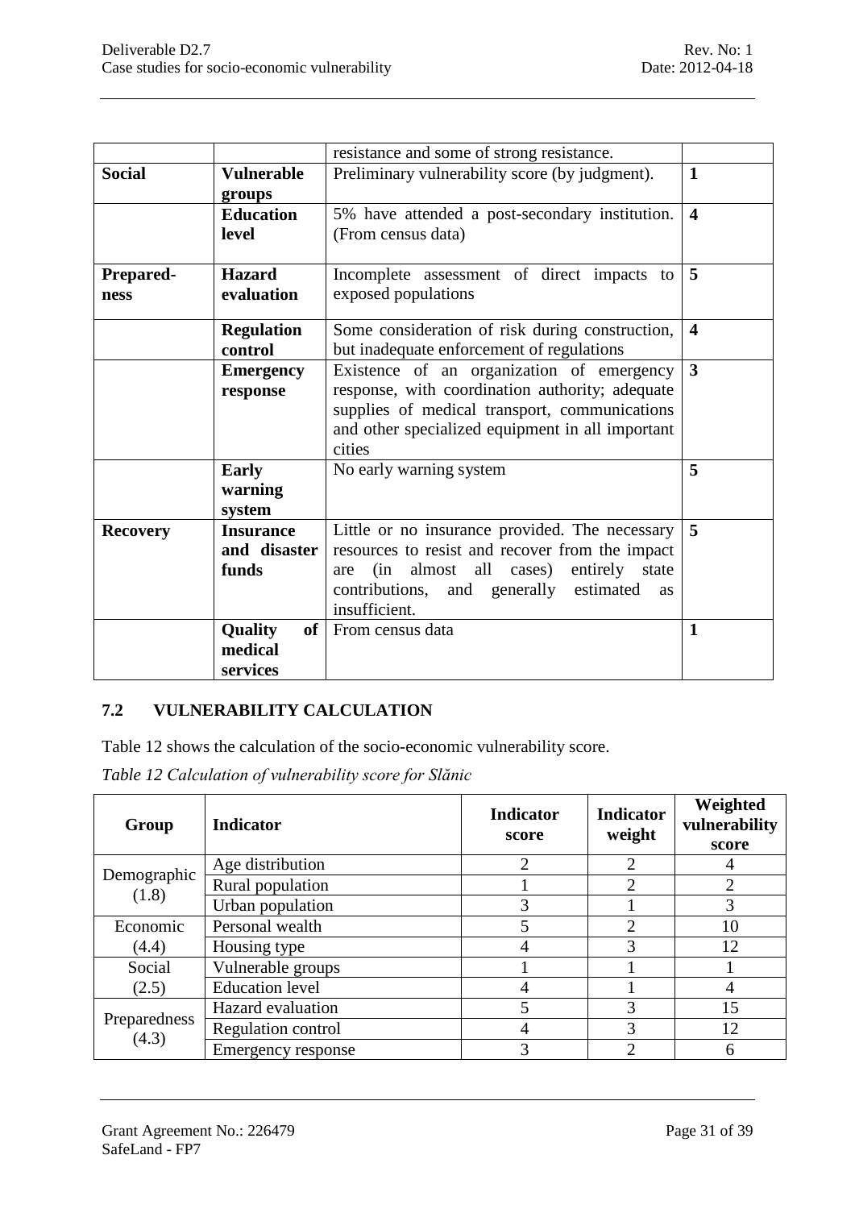| | | | |
|---|---|---|---|
| | | resistance and some of strong resistance. | |
| **Social** | **Vulnerable groups** | Preliminary vulnerability score (by judgment). | **1** |
| | **Education level** | 5% have attended a post-secondary institution. (From census data) | **4** |
| **Prepared-ness** | **Hazard evaluation** | Incomplete assessment of direct impacts to exposed populations | **5** |
| | **Regulation control** | Some consideration of risk during construction, but inadequate enforcement of regulations | **4** |
| | **Emergency response** | Existence of an organization of emergency response, with coordination authority; adequate supplies of medical transport, communications and other specialized equipment in all important cities | **3** |
| | **Early warning system** | No early warning system | **5** |
| **Recovery** | **Insurance and disaster funds** | Little or no insurance provided. The necessary resources to resist and recover from the impact are (in almost all cases) entirely state contributions, and generally estimated as insufficient. | **5** |
| | **Quality of medical services** | From census data | **1** |

## 7.2 VULNERABILITY CALCULATION

Table 12 shows the calculation of the socio-economic vulnerability score.

*Table 12 Calculation of vulnerability score for Slănic*

| Group | Indicator | Indicator score | Indicator weight | Weighted vulnerability score |
|---|---|---|---|---|
| Demographic (1.8) | Age distribution | 2 | 2 | 4 |
| | Rural population | 1 | 2 | 2 |
| | Urban population | 3 | 1 | 3 |
| Economic (4.4) | Personal wealth | 5 | 2 | 10 |
| | Housing type | 4 | 3 | 12 |
| Social (2.5) | Vulnerable groups | 1 | 1 | 1 |
| | Education level | 4 | 1 | 4 |
| Preparedness (4.3) | Hazard evaluation | 5 | 3 | 15 |
| | Regulation control | 4 | 3 | 12 |
| | Emergency response | 3 | 2 | 6 |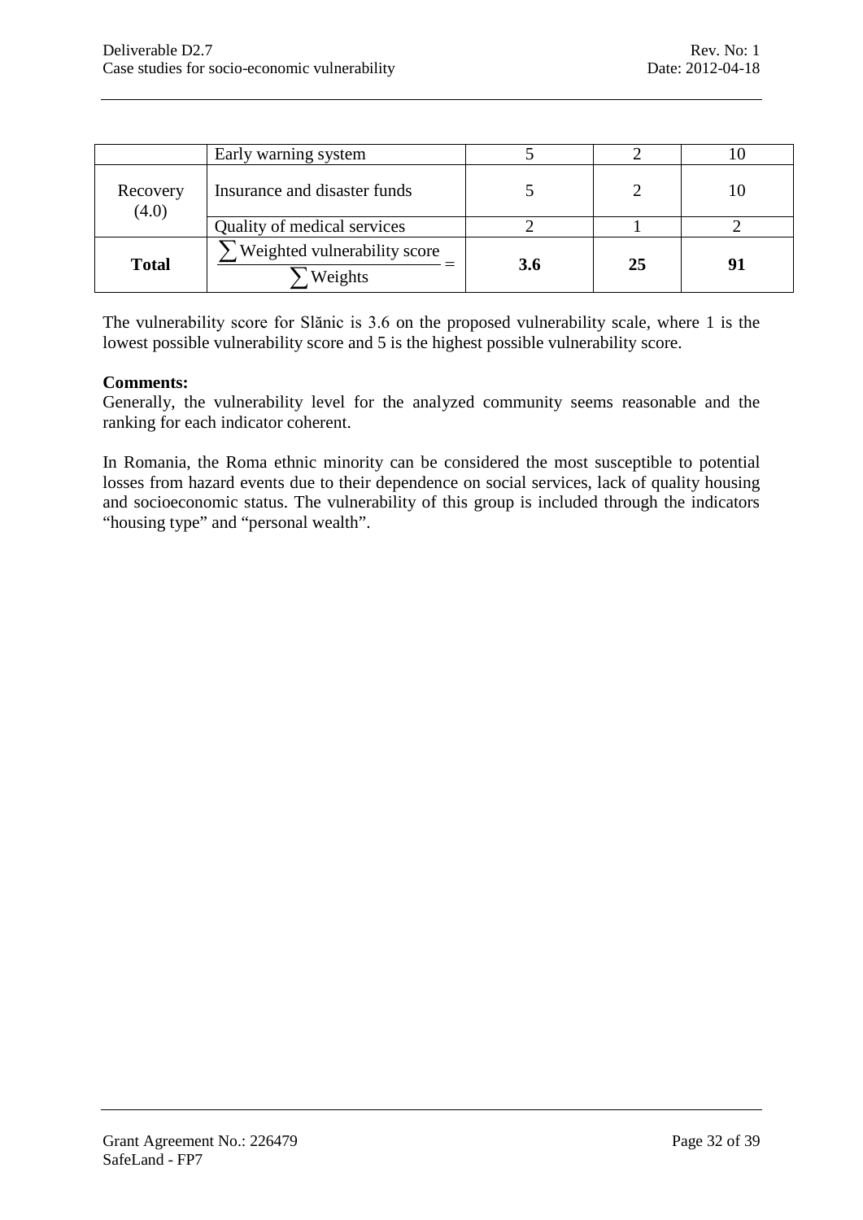| | Early warning system | 5 | 2 | 10 |
|---|---|---|---|---|
| Recovery (4.0) | Insurance and disaster funds | 5 | 2 | 10 |
| | Quality of medical services | 2 | 1 | 2 |
| **Total** | $\frac{\sum \text{Weighted vulnerability score}}{\sum \text{Weights}} =$ | **3.6** | **25** | **91** |

The vulnerability score for Slănic is 3.6 on the proposed vulnerability scale, where 1 is the lowest possible vulnerability score and 5 is the highest possible vulnerability score.

**Comments:**
Generally, the vulnerability level for the analyzed community seems reasonable and the ranking for each indicator coherent.

In Romania, the Roma ethnic minority can be considered the most susceptible to potential losses from hazard events due to their dependence on social services, lack of quality housing and socioeconomic status. The vulnerability of this group is included through the indicators "housing type" and "personal wealth".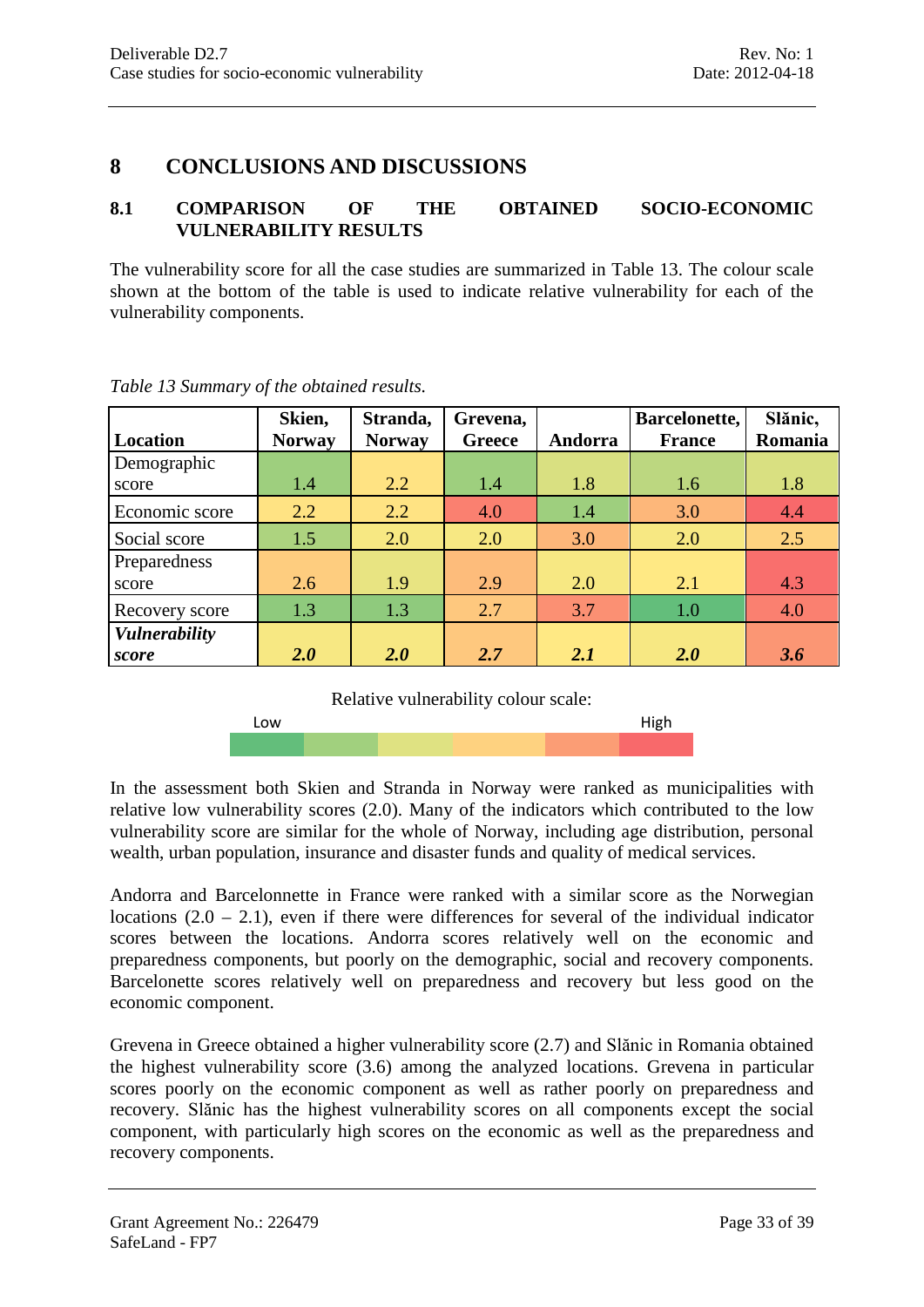# 8 CONCLUSIONS AND DISCUSSIONS

## 8.1 COMPARISON OF THE OBTAINED SOCIO-ECONOMIC VULNERABILITY RESULTS

The vulnerability score for all the case studies are summarized in Table 13. The colour scale shown at the bottom of the table is used to indicate relative vulnerability for each of the vulnerability components.

*Table 13 Summary of the obtained results.*

| **Location** | **Skien, Norway** | **Stranda, Norway** | **Grevena, Greece** | **Andorra** | **Barcelonette, France** | **Slănic, Romania** |
|---|---|---|---|---|---|---|
| Demographic score | 1.4 | 2.2 | 1.4 | 1.8 | 1.6 | 1.8 |
| Economic score | 2.2 | 2.2 | 4.0 | 1.4 | 3.0 | 4.4 |
| Social score | 1.5 | 2.0 | 2.0 | 3.0 | 2.0 | 2.5 |
| Preparedness score | 2.6 | 1.9 | 2.9 | 2.0 | 2.1 | 4.3 |
| Recovery score | 1.3 | 1.3 | 2.7 | 3.7 | 1.0 | 4.0 |
| ***Vulnerability score*** | ***2.0*** | ***2.0*** | ***2.7*** | ***2.1*** | ***2.0*** | ***3.6*** |

Relative vulnerability colour scale:

Low → High

In the assessment both Skien and Stranda in Norway were ranked as municipalities with relative low vulnerability scores (2.0). Many of the indicators which contributed to the low vulnerability score are similar for the whole of Norway, including age distribution, personal wealth, urban population, insurance and disaster funds and quality of medical services.

Andorra and Barcelonnette in France were ranked with a similar score as the Norwegian locations (2.0 – 2.1), even if there were differences for several of the individual indicator scores between the locations. Andorra scores relatively well on the economic and preparedness components, but poorly on the demographic, social and recovery components. Barcelonette scores relatively well on preparedness and recovery but less good on the economic component.

Grevena in Greece obtained a higher vulnerability score (2.7) and Slănic in Romania obtained the highest vulnerability score (3.6) among the analyzed locations. Grevena in particular scores poorly on the economic component as well as rather poorly on preparedness and recovery. Slănic has the highest vulnerability scores on all components except the social component, with particularly high scores on the economic as well as the preparedness and recovery components.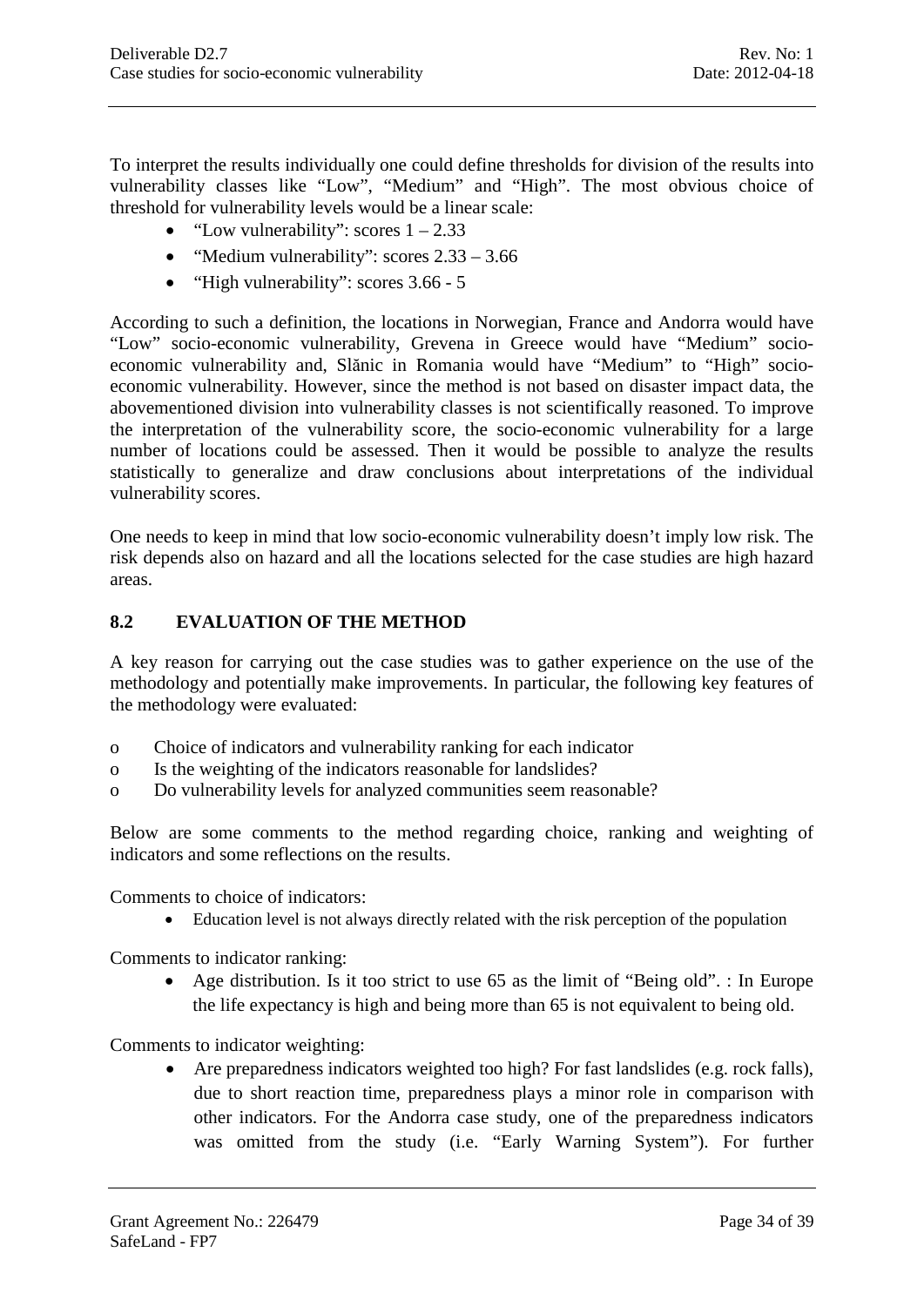To interpret the results individually one could define thresholds for division of the results into vulnerability classes like "Low", "Medium" and "High". The most obvious choice of threshold for vulnerability levels would be a linear scale:

- "Low vulnerability": scores 1 – 2.33
- "Medium vulnerability": scores 2.33 – 3.66
- "High vulnerability": scores 3.66 - 5

According to such a definition, the locations in Norwegian, France and Andorra would have "Low" socio-economic vulnerability, Grevena in Greece would have "Medium" socio-economic vulnerability and, Slănic in Romania would have "Medium" to "High" socio-economic vulnerability. However, since the method is not based on disaster impact data, the abovementioned division into vulnerability classes is not scientifically reasoned. To improve the interpretation of the vulnerability score, the socio-economic vulnerability for a large number of locations could be assessed. Then it would be possible to analyze the results statistically to generalize and draw conclusions about interpretations of the individual vulnerability scores.

One needs to keep in mind that low socio-economic vulnerability doesn't imply low risk. The risk depends also on hazard and all the locations selected for the case studies are high hazard areas.

## 8.2 EVALUATION OF THE METHOD

A key reason for carrying out the case studies was to gather experience on the use of the methodology and potentially make improvements. In particular, the following key features of the methodology were evaluated:

- Choice of indicators and vulnerability ranking for each indicator
- Is the weighting of the indicators reasonable for landslides?
- Do vulnerability levels for analyzed communities seem reasonable?

Below are some comments to the method regarding choice, ranking and weighting of indicators and some reflections on the results.

Comments to choice of indicators:

- Education level is not always directly related with the risk perception of the population

Comments to indicator ranking:

- Age distribution. Is it too strict to use 65 as the limit of "Being old". : In Europe the life expectancy is high and being more than 65 is not equivalent to being old.

Comments to indicator weighting:

- Are preparedness indicators weighted too high? For fast landslides (e.g. rock falls), due to short reaction time, preparedness plays a minor role in comparison with other indicators. For the Andorra case study, one of the preparedness indicators was omitted from the study (i.e. "Early Warning System"). For further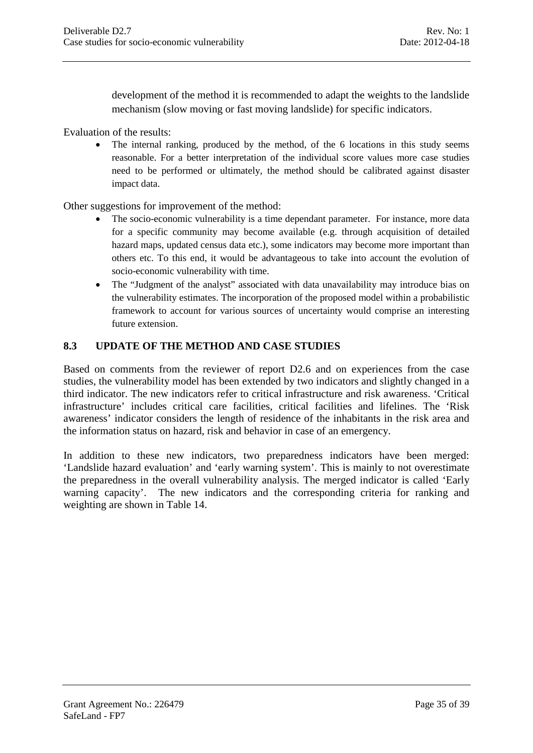development of the method it is recommended to adapt the weights to the landslide mechanism (slow moving or fast moving landslide) for specific indicators.

Evaluation of the results:

- The internal ranking, produced by the method, of the 6 locations in this study seems reasonable. For a better interpretation of the individual score values more case studies need to be performed or ultimately, the method should be calibrated against disaster impact data.

Other suggestions for improvement of the method:

- The socio-economic vulnerability is a time dependant parameter. For instance, more data for a specific community may become available (e.g. through acquisition of detailed hazard maps, updated census data etc.), some indicators may become more important than others etc. To this end, it would be advantageous to take into account the evolution of socio-economic vulnerability with time.
- The "Judgment of the analyst" associated with data unavailability may introduce bias on the vulnerability estimates. The incorporation of the proposed model within a probabilistic framework to account for various sources of uncertainty would comprise an interesting future extension.

## 8.3 UPDATE OF THE METHOD AND CASE STUDIES

Based on comments from the reviewer of report D2.6 and on experiences from the case studies, the vulnerability model has been extended by two indicators and slightly changed in a third indicator. The new indicators refer to critical infrastructure and risk awareness. 'Critical infrastructure' includes critical care facilities, critical facilities and lifelines. The 'Risk awareness' indicator considers the length of residence of the inhabitants in the risk area and the information status on hazard, risk and behavior in case of an emergency.

In addition to these new indicators, two preparedness indicators have been merged: 'Landslide hazard evaluation' and 'early warning system'. This is mainly to not overestimate the preparedness in the overall vulnerability analysis. The merged indicator is called 'Early warning capacity'. The new indicators and the corresponding criteria for ranking and weighting are shown in Table 14.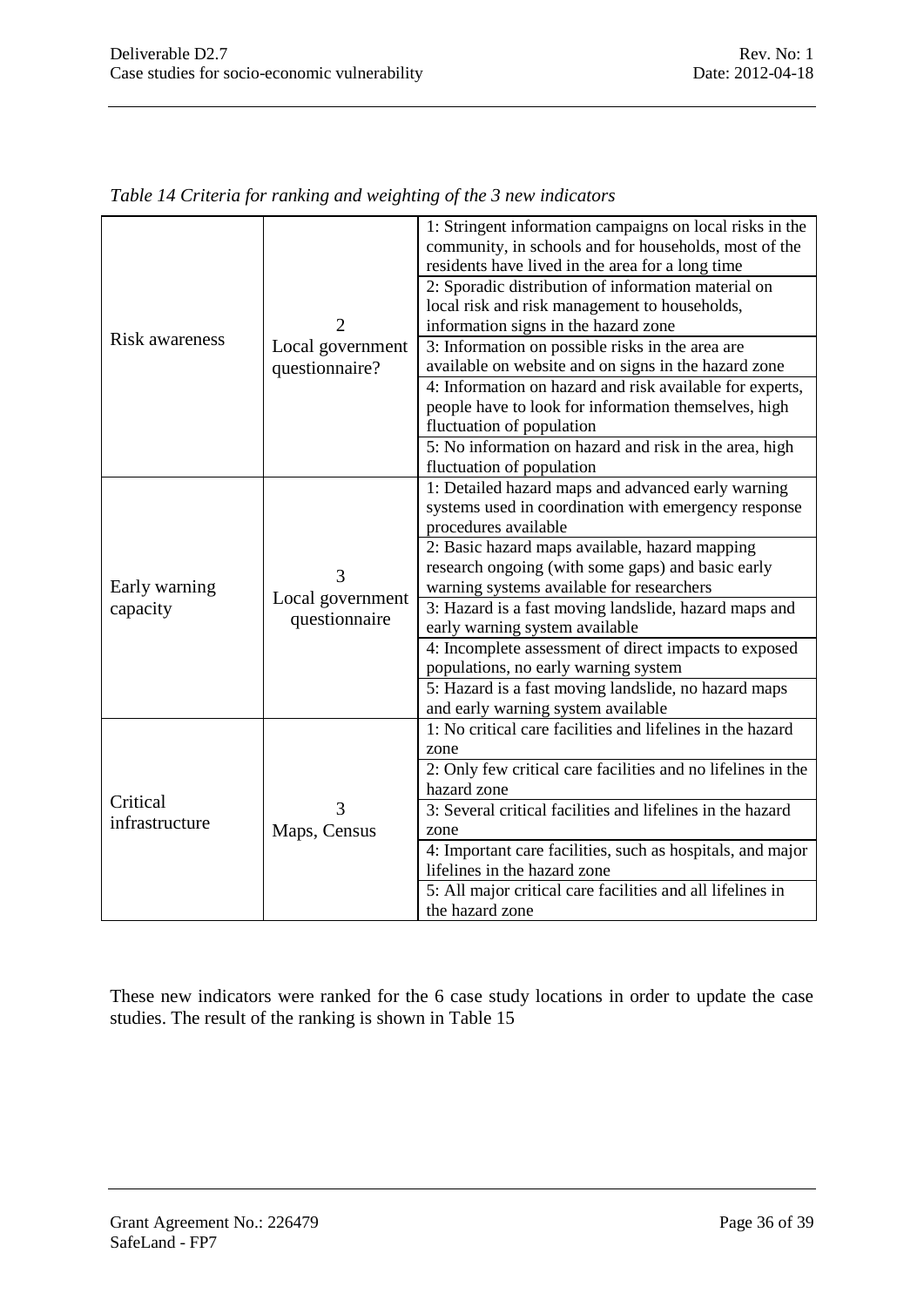*Table 14 Criteria for ranking and weighting of the 3 new indicators*

| | | |
|---|---|---|
| Risk awareness | 2<br>Local government questionnaire? | 1: Stringent information campaigns on local risks in the community, in schools and for households, most of the residents have lived in the area for a long time |
| | | 2: Sporadic distribution of information material on local risk and risk management to households, information signs in the hazard zone |
| | | 3: Information on possible risks in the area are available on website and on signs in the hazard zone |
| | | 4: Information on hazard and risk available for experts, people have to look for information themselves, high fluctuation of population |
| | | 5: No information on hazard and risk in the area, high fluctuation of population |
| Early warning capacity | 3<br>Local government questionnaire | 1: Detailed hazard maps and advanced early warning systems used in coordination with emergency response procedures available |
| | | 2: Basic hazard maps available, hazard mapping research ongoing (with some gaps) and basic early warning systems available for researchers |
| | | 3: Hazard is a fast moving landslide, hazard maps and early warning system available |
| | | 4: Incomplete assessment of direct impacts to exposed populations, no early warning system |
| | | 5: Hazard is a fast moving landslide, no hazard maps and early warning system available |
| Critical infrastructure | 3<br>Maps, Census | 1: No critical care facilities and lifelines in the hazard zone |
| | | 2: Only few critical care facilities and no lifelines in the hazard zone |
| | | 3: Several critical facilities and lifelines in the hazard zone |
| | | 4: Important care facilities, such as hospitals, and major lifelines in the hazard zone |
| | | 5: All major critical care facilities and all lifelines in the hazard zone |

These new indicators were ranked for the 6 case study locations in order to update the case studies. The result of the ranking is shown in Table 15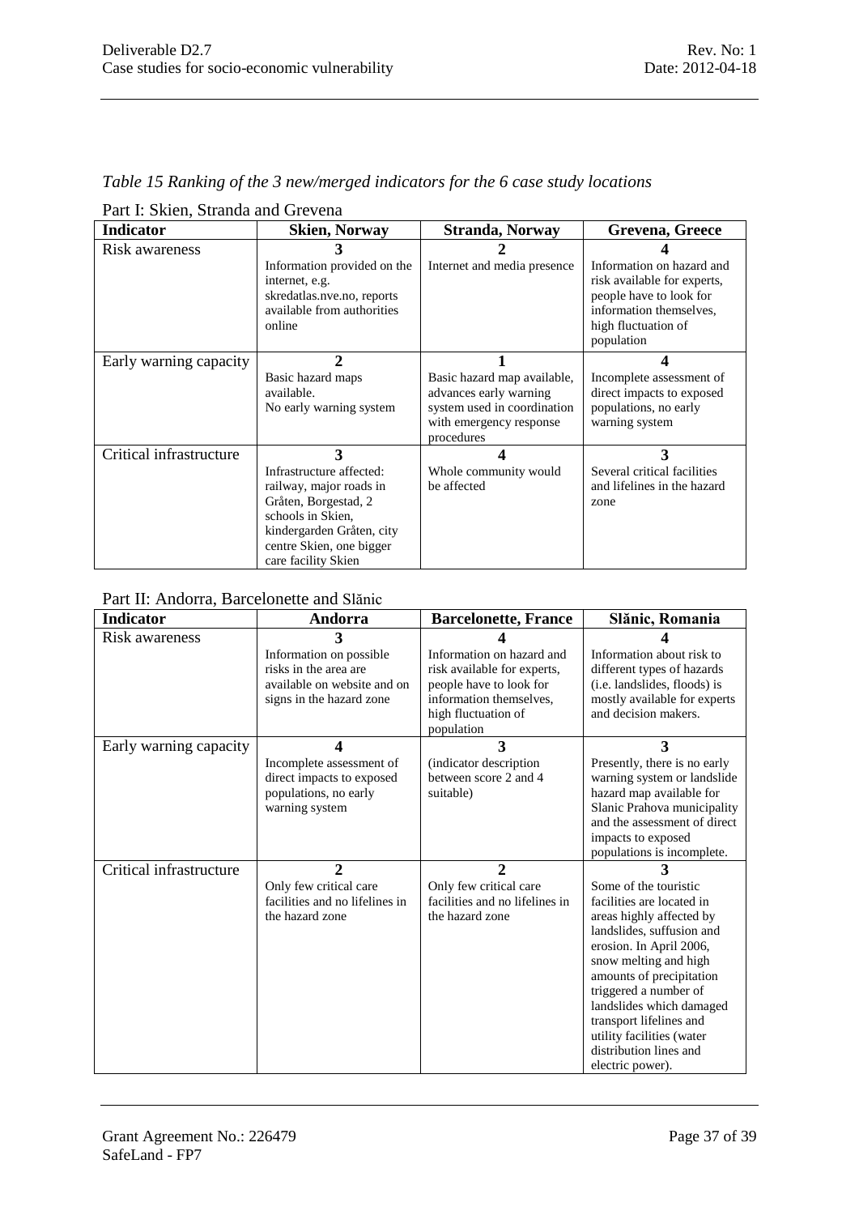*Table 15 Ranking of the 3 new/merged indicators for the 6 case study locations*

Part I: Skien, Stranda and Grevena

| Indicator | Skien, Norway | Stranda, Norway | Grevena, Greece |
|---|---|---|---|
| Risk awareness | **3** Information provided on the internet, e.g. skredatlas.nve.no, reports available from authorities online | **2** Internet and media presence | **4** Information on hazard and risk available for experts, people have to look for information themselves, high fluctuation of population |
| Early warning capacity | **2** Basic hazard maps available. No early warning system | **1** Basic hazard map available, advances early warning system used in coordination with emergency response procedures | **4** Incomplete assessment of direct impacts to exposed populations, no early warning system |
| Critical infrastructure | **3** Infrastructure affected: railway, major roads in Gråten, Borgestad, 2 schools in Skien, kindergarden Gråten, city centre Skien, one bigger care facility Skien | **4** Whole community would be affected | **3** Several critical facilities and lifelines in the hazard zone |

Part II: Andorra, Barcelonette and Slănic

| Indicator | Andorra | Barcelonette, France | Slănic, Romania |
|---|---|---|---|
| Risk awareness | **3** Information on possible risks in the area are available on website and on signs in the hazard zone | **4** Information on hazard and risk available for experts, people have to look for information themselves, high fluctuation of population | **4** Information about risk to different types of hazards (i.e. landslides, floods) is mostly available for experts and decision makers. |
| Early warning capacity | **4** Incomplete assessment of direct impacts to exposed populations, no early warning system | **3** (indicator description between score 2 and 4 suitable) | **3** Presently, there is no early warning system or landslide hazard map available for Slanic Prahova municipality and the assessment of direct impacts to exposed populations is incomplete. |
| Critical infrastructure | **2** Only few critical care facilities and no lifelines in the hazard zone | **2** Only few critical care facilities and no lifelines in the hazard zone | **3** Some of the touristic facilities are located in areas highly affected by landslides, suffusion and erosion. In April 2006, snow melting and high amounts of precipitation triggered a number of landslides which damaged transport lifelines and utility facilities (water distribution lines and electric power). |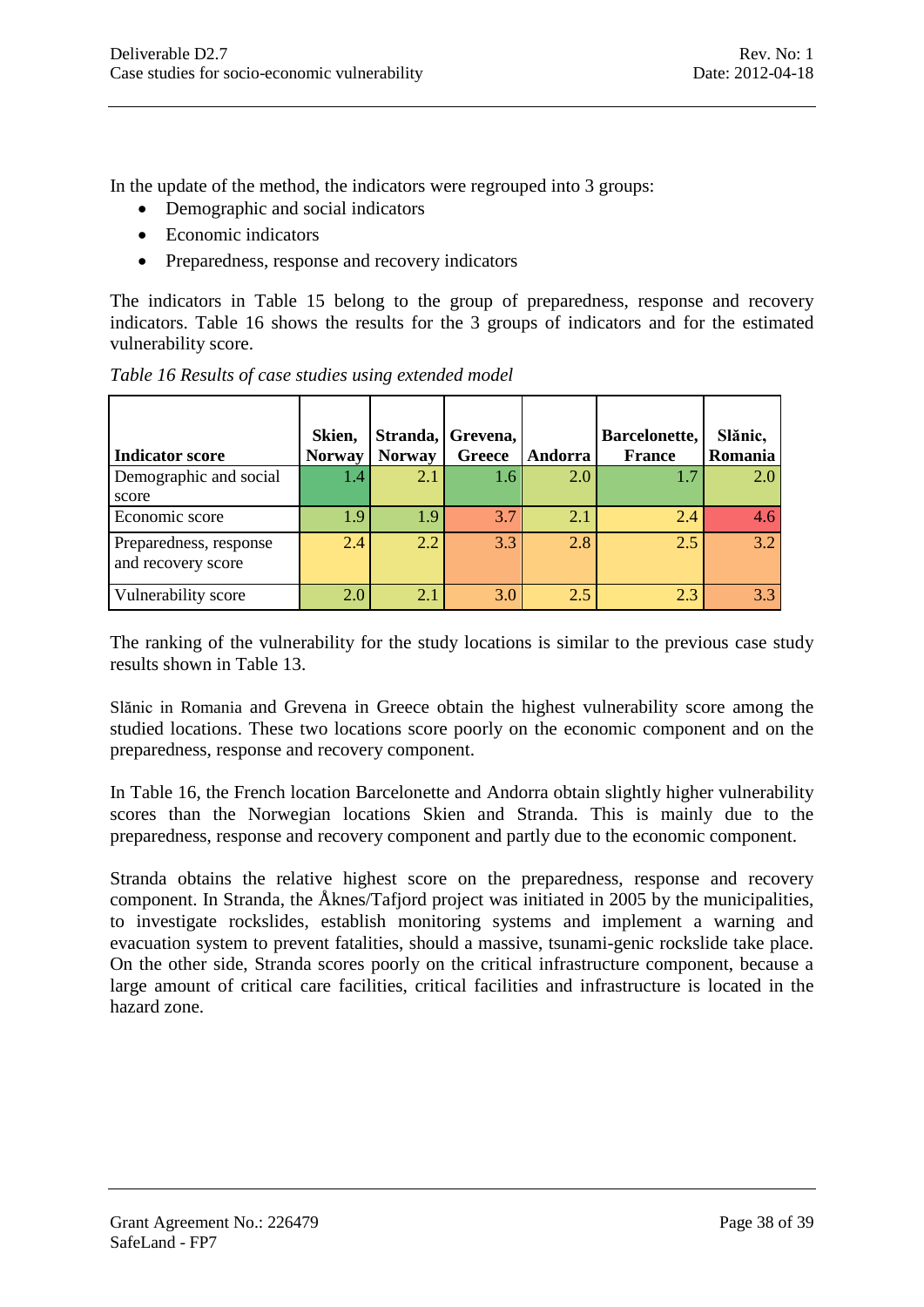In the update of the method, the indicators were regrouped into 3 groups:

- Demographic and social indicators
- Economic indicators
- Preparedness, response and recovery indicators

The indicators in Table 15 belong to the group of preparedness, response and recovery indicators. Table 16 shows the results for the 3 groups of indicators and for the estimated vulnerability score.

*Table 16 Results of case studies using extended model*

| Indicator score | Skien, Norway | Stranda, Norway | Grevena, Greece | Andorra | Barcelonette, France | Slănic, Romania |
|---|---|---|---|---|---|---|
| Demographic and social score | 1.4 | 2.1 | 1.6 | 2.0 | 1.7 | 2.0 |
| Economic score | 1.9 | 1.9 | 3.7 | 2.1 | 2.4 | 4.6 |
| Preparedness, response and recovery score | 2.4 | 2.2 | 3.3 | 2.8 | 2.5 | 3.2 |
| Vulnerability score | 2.0 | 2.1 | 3.0 | 2.5 | 2.3 | 3.3 |

The ranking of the vulnerability for the study locations is similar to the previous case study results shown in Table 13.

Slănic in Romania and Grevena in Greece obtain the highest vulnerability score among the studied locations. These two locations score poorly on the economic component and on the preparedness, response and recovery component.

In Table 16, the French location Barcelonette and Andorra obtain slightly higher vulnerability scores than the Norwegian locations Skien and Stranda. This is mainly due to the preparedness, response and recovery component and partly due to the economic component.

Stranda obtains the relative highest score on the preparedness, response and recovery component. In Stranda, the Åknes/Tafjord project was initiated in 2005 by the municipalities, to investigate rockslides, establish monitoring systems and implement a warning and evacuation system to prevent fatalities, should a massive, tsunami-genic rockslide take place. On the other side, Stranda scores poorly on the critical infrastructure component, because a large amount of critical care facilities, critical facilities and infrastructure is located in the hazard zone.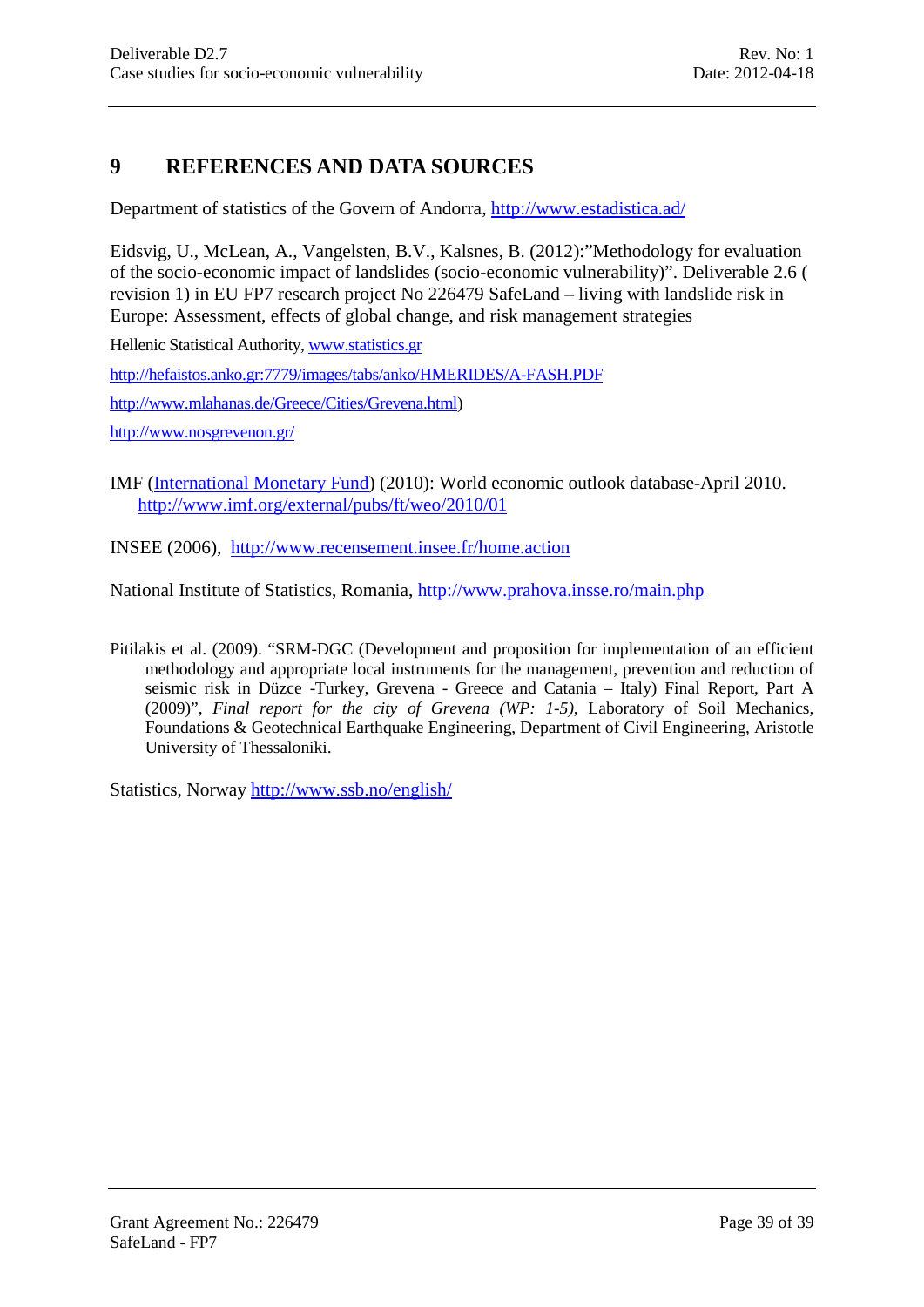# 9 REFERENCES AND DATA SOURCES

Department of statistics of the Govern of Andorra, http://www.estadistica.ad/

Eidsvig, U., McLean, A., Vangelsten, B.V., Kalsnes, B. (2012):"Methodology for evaluation of the socio-economic impact of landslides (socio-economic vulnerability)". Deliverable 2.6 ( revision 1) in EU FP7 research project No 226479 SafeLand – living with landslide risk in Europe: Assessment, effects of global change, and risk management strategies

Hellenic Statistical Authority, www.statistics.gr

http://hefaistos.anko.gr:7779/images/tabs/anko/HMERIDES/A-FASH.PDF

http://www.mlahanas.de/Greece/Cities/Grevena.html)

http://www.nosgrevenon.gr/

IMF (International Monetary Fund) (2010): World economic outlook database-April 2010. http://www.imf.org/external/pubs/ft/weo/2010/01

INSEE (2006), http://www.recensement.insee.fr/home.action

National Institute of Statistics, Romania, http://www.prahova.insse.ro/main.php

Pitilakis et al. (2009). "SRM-DGC (Development and proposition for implementation of an efficient methodology and appropriate local instruments for the management, prevention and reduction of seismic risk in Düzce -Turkey, Grevena - Greece and Catania – Italy) Final Report, Part A (2009)", *Final report for the city of Grevena (WP: 1-5)*, Laboratory of Soil Mechanics, Foundations & Geotechnical Earthquake Engineering, Department of Civil Engineering, Aristotle University of Thessaloniki.

Statistics, Norway http://www.ssb.no/english/